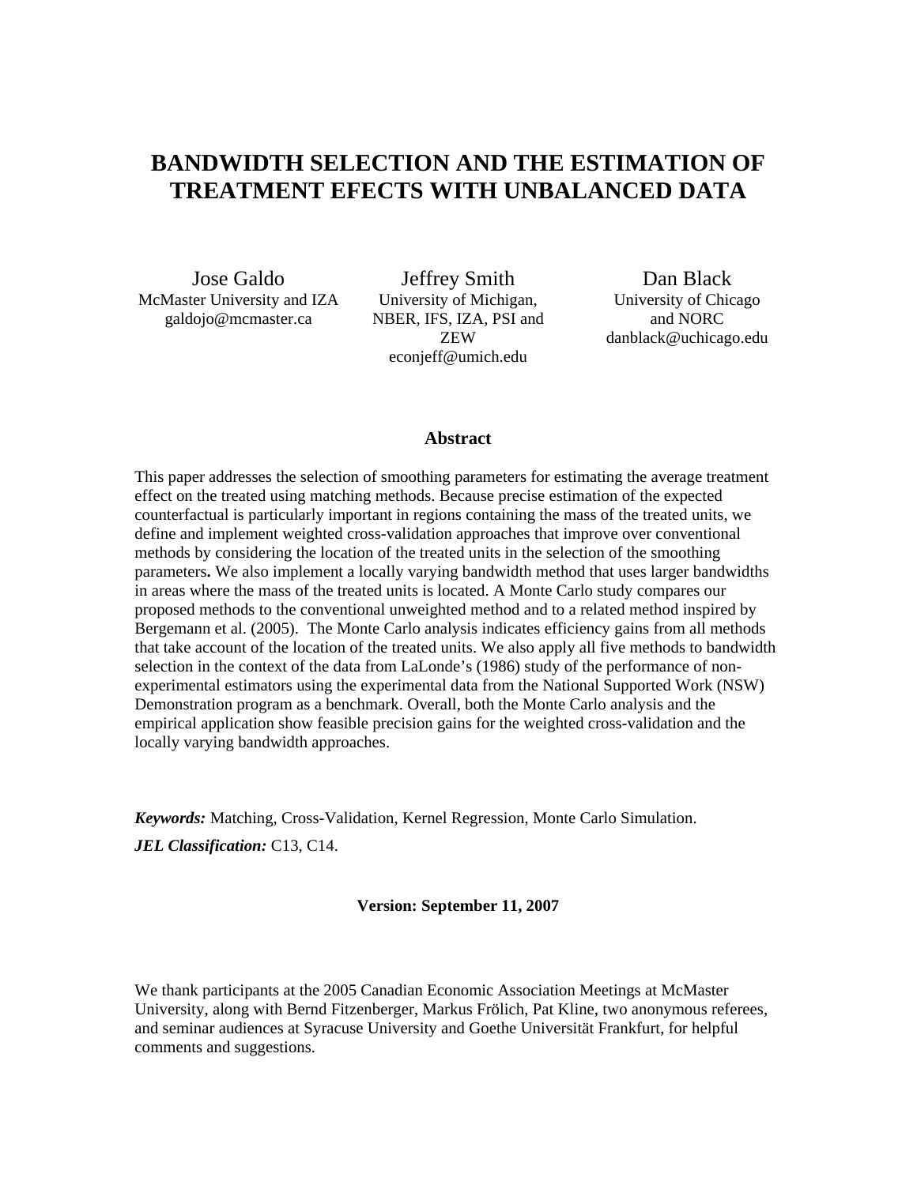# BANDWIDTH SELECTION AND THE ESTIMATION OF TREATMENT EFECTS WITH UNBALANCED DATA

Jose Galdo
McMaster University and IZA
galdojo@mcmaster.ca

Jeffrey Smith
University of Michigan, NBER, IFS, IZA, PSI and ZEW
econjeff@umich.edu

Dan Black
University of Chicago and NORC
danblack@uchicago.edu

## Abstract

This paper addresses the selection of smoothing parameters for estimating the average treatment effect on the treated using matching methods. Because precise estimation of the expected counterfactual is particularly important in regions containing the mass of the treated units, we define and implement weighted cross-validation approaches that improve over conventional methods by considering the location of the treated units in the selection of the smoothing parameters**.** We also implement a locally varying bandwidth method that uses larger bandwidths in areas where the mass of the treated units is located. A Monte Carlo study compares our proposed methods to the conventional unweighted method and to a related method inspired by Bergemann et al. (2005). The Monte Carlo analysis indicates efficiency gains from all methods that take account of the location of the treated units. We also apply all five methods to bandwidth selection in the context of the data from LaLonde's (1986) study of the performance of non-experimental estimators using the experimental data from the National Supported Work (NSW) Demonstration program as a benchmark. Overall, both the Monte Carlo analysis and the empirical application show feasible precision gains for the weighted cross-validation and the locally varying bandwidth approaches.

***Keywords:*** Matching, Cross-Validation, Kernel Regression, Monte Carlo Simulation.

***JEL Classification:*** C13, C14.

**Version: September 11, 2007**

We thank participants at the 2005 Canadian Economic Association Meetings at McMaster University, along with Bernd Fitzenberger, Markus Frölich, Pat Kline, two anonymous referees, and seminar audiences at Syracuse University and Goethe Universität Frankfurt, for helpful comments and suggestions.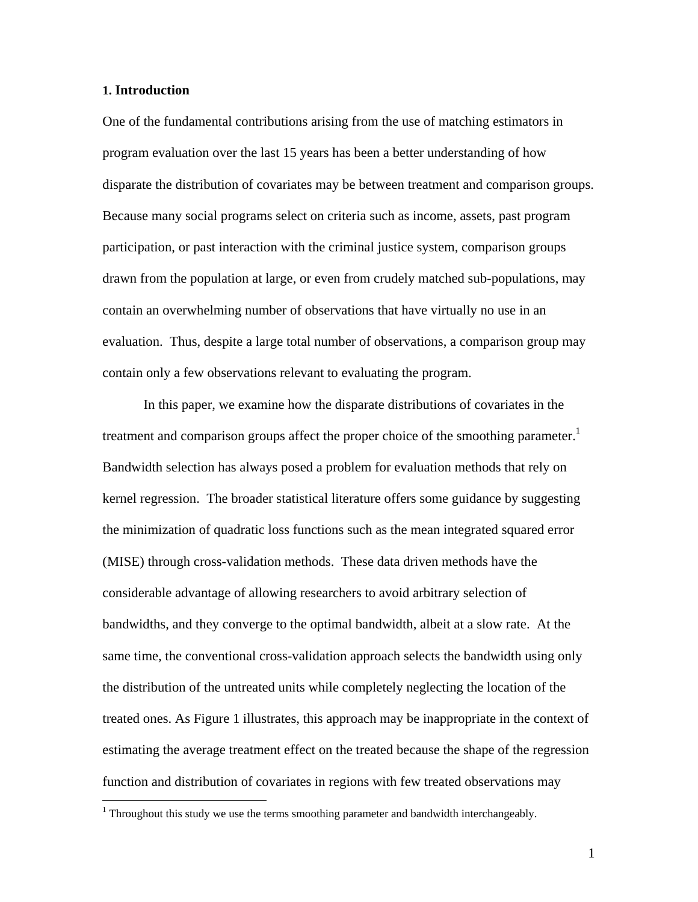## 1. Introduction

One of the fundamental contributions arising from the use of matching estimators in program evaluation over the last 15 years has been a better understanding of how disparate the distribution of covariates may be between treatment and comparison groups. Because many social programs select on criteria such as income, assets, past program participation, or past interaction with the criminal justice system, comparison groups drawn from the population at large, or even from crudely matched sub-populations, may contain an overwhelming number of observations that have virtually no use in an evaluation. Thus, despite a large total number of observations, a comparison group may contain only a few observations relevant to evaluating the program.

In this paper, we examine how the disparate distributions of covariates in the treatment and comparison groups affect the proper choice of the smoothing parameter.[1] Bandwidth selection has always posed a problem for evaluation methods that rely on kernel regression. The broader statistical literature offers some guidance by suggesting the minimization of quadratic loss functions such as the mean integrated squared error (MISE) through cross-validation methods. These data driven methods have the considerable advantage of allowing researchers to avoid arbitrary selection of bandwidths, and they converge to the optimal bandwidth, albeit at a slow rate. At the same time, the conventional cross-validation approach selects the bandwidth using only the distribution of the untreated units while completely neglecting the location of the treated ones. As Figure 1 illustrates, this approach may be inappropriate in the context of estimating the average treatment effect on the treated because the shape of the regression function and distribution of covariates in regions with few treated observations may

[1] Throughout this study we use the terms smoothing parameter and bandwidth interchangeably.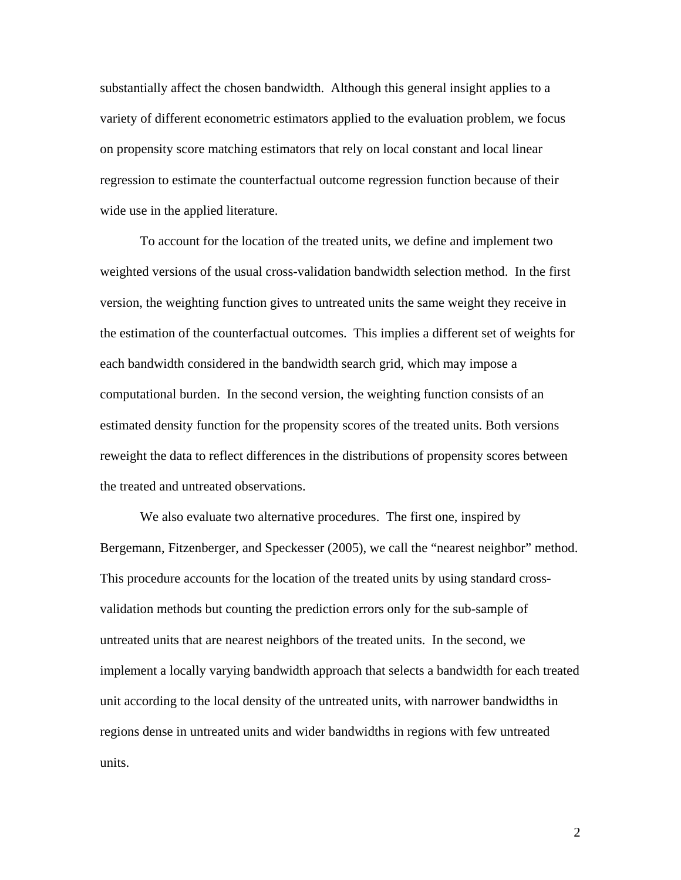substantially affect the chosen bandwidth. Although this general insight applies to a variety of different econometric estimators applied to the evaluation problem, we focus on propensity score matching estimators that rely on local constant and local linear regression to estimate the counterfactual outcome regression function because of their wide use in the applied literature.

To account for the location of the treated units, we define and implement two weighted versions of the usual cross-validation bandwidth selection method. In the first version, the weighting function gives to untreated units the same weight they receive in the estimation of the counterfactual outcomes. This implies a different set of weights for each bandwidth considered in the bandwidth search grid, which may impose a computational burden. In the second version, the weighting function consists of an estimated density function for the propensity scores of the treated units. Both versions reweight the data to reflect differences in the distributions of propensity scores between the treated and untreated observations.

We also evaluate two alternative procedures. The first one, inspired by Bergemann, Fitzenberger, and Speckesser (2005), we call the "nearest neighbor" method. This procedure accounts for the location of the treated units by using standard cross-validation methods but counting the prediction errors only for the sub-sample of untreated units that are nearest neighbors of the treated units. In the second, we implement a locally varying bandwidth approach that selects a bandwidth for each treated unit according to the local density of the untreated units, with narrower bandwidths in regions dense in untreated units and wider bandwidths in regions with few untreated units.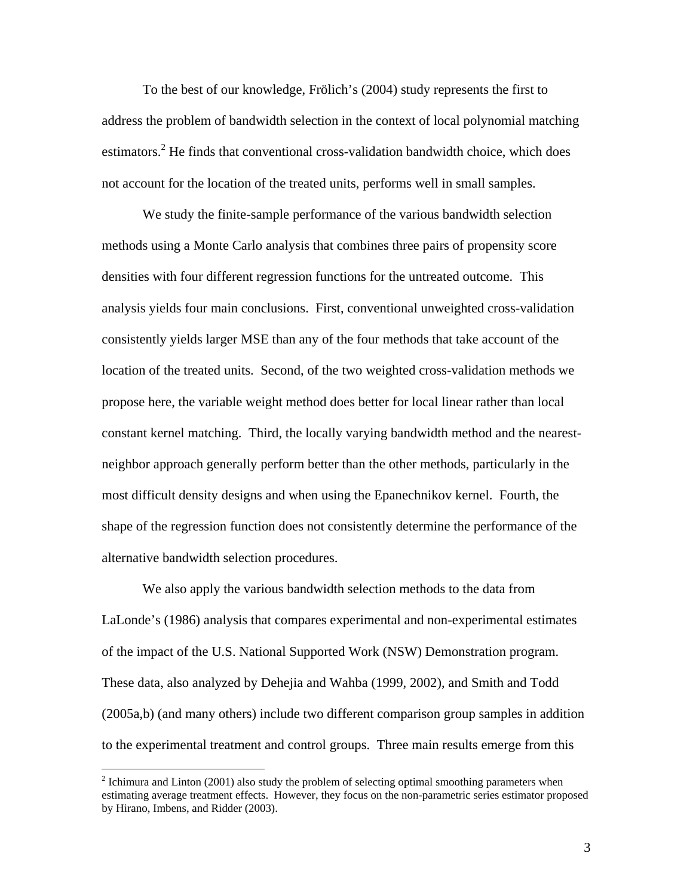To the best of our knowledge, Frölich's (2004) study represents the first to address the problem of bandwidth selection in the context of local polynomial matching estimators.[2] He finds that conventional cross-validation bandwidth choice, which does not account for the location of the treated units, performs well in small samples.

We study the finite-sample performance of the various bandwidth selection methods using a Monte Carlo analysis that combines three pairs of propensity score densities with four different regression functions for the untreated outcome. This analysis yields four main conclusions. First, conventional unweighted cross-validation consistently yields larger MSE than any of the four methods that take account of the location of the treated units. Second, of the two weighted cross-validation methods we propose here, the variable weight method does better for local linear rather than local constant kernel matching. Third, the locally varying bandwidth method and the nearest-neighbor approach generally perform better than the other methods, particularly in the most difficult density designs and when using the Epanechnikov kernel. Fourth, the shape of the regression function does not consistently determine the performance of the alternative bandwidth selection procedures.

We also apply the various bandwidth selection methods to the data from LaLonde's (1986) analysis that compares experimental and non-experimental estimates of the impact of the U.S. National Supported Work (NSW) Demonstration program. These data, also analyzed by Dehejia and Wahba (1999, 2002), and Smith and Todd (2005a,b) (and many others) include two different comparison group samples in addition to the experimental treatment and control groups. Three main results emerge from this

[2] Ichimura and Linton (2001) also study the problem of selecting optimal smoothing parameters when estimating average treatment effects. However, they focus on the non-parametric series estimator proposed by Hirano, Imbens, and Ridder (2003).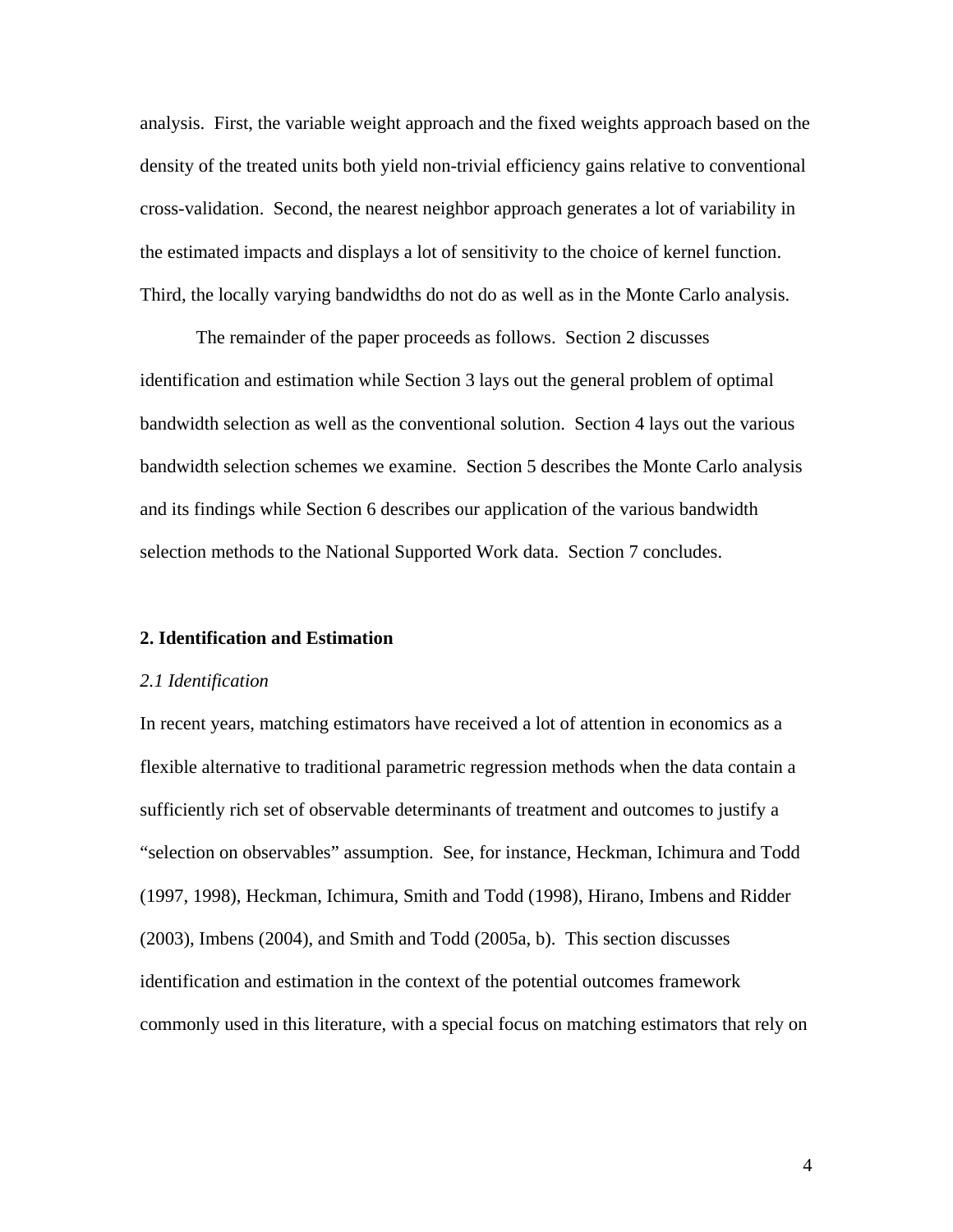analysis. First, the variable weight approach and the fixed weights approach based on the density of the treated units both yield non-trivial efficiency gains relative to conventional cross-validation. Second, the nearest neighbor approach generates a lot of variability in the estimated impacts and displays a lot of sensitivity to the choice of kernel function. Third, the locally varying bandwidths do not do as well as in the Monte Carlo analysis.

The remainder of the paper proceeds as follows. Section 2 discusses identification and estimation while Section 3 lays out the general problem of optimal bandwidth selection as well as the conventional solution. Section 4 lays out the various bandwidth selection schemes we examine. Section 5 describes the Monte Carlo analysis and its findings while Section 6 describes our application of the various bandwidth selection methods to the National Supported Work data. Section 7 concludes.

## 2. Identification and Estimation

### *2.1 Identification*

In recent years, matching estimators have received a lot of attention in economics as a flexible alternative to traditional parametric regression methods when the data contain a sufficiently rich set of observable determinants of treatment and outcomes to justify a "selection on observables" assumption. See, for instance, Heckman, Ichimura and Todd (1997, 1998), Heckman, Ichimura, Smith and Todd (1998), Hirano, Imbens and Ridder (2003), Imbens (2004), and Smith and Todd (2005a, b). This section discusses identification and estimation in the context of the potential outcomes framework commonly used in this literature, with a special focus on matching estimators that rely on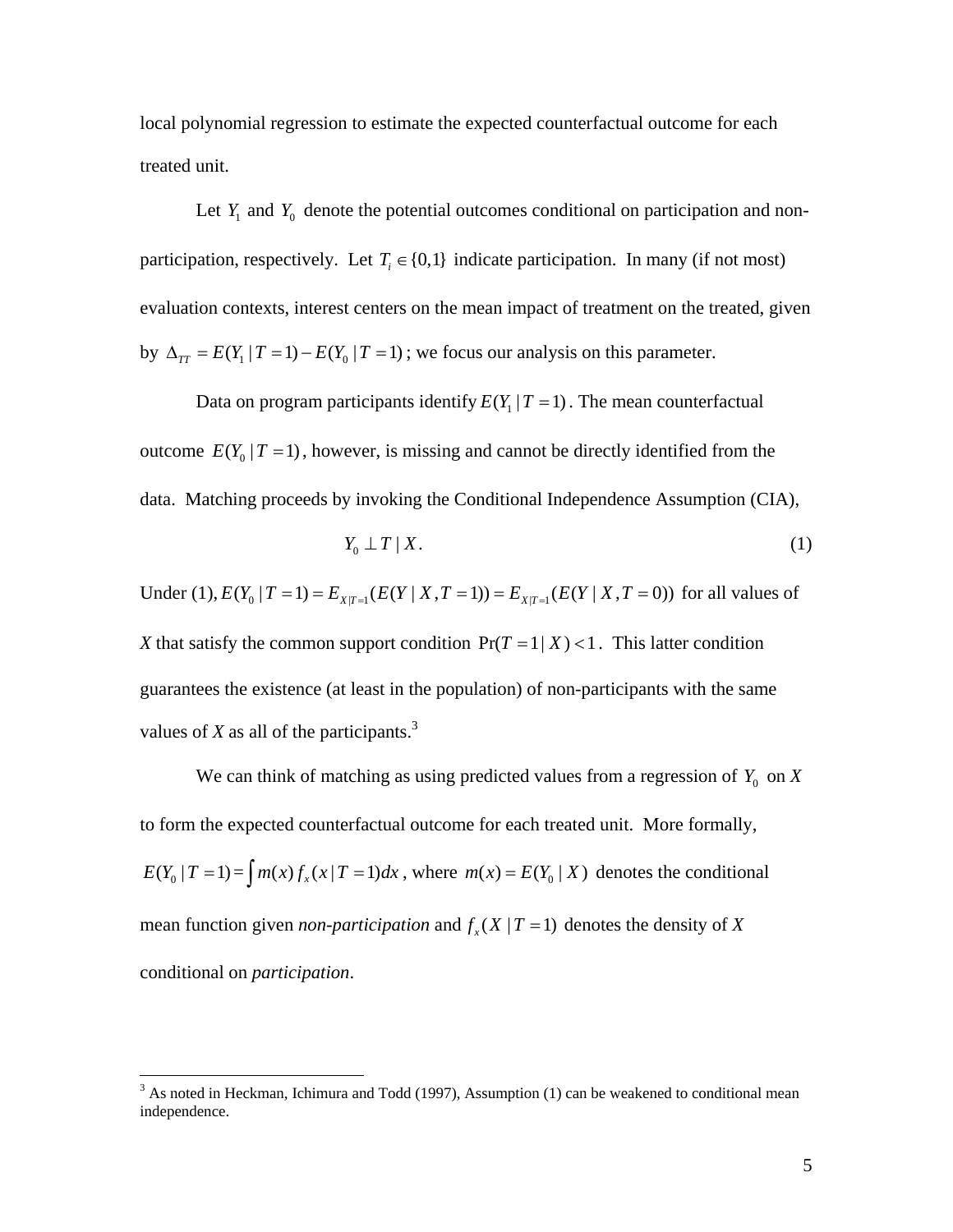local polynomial regression to estimate the expected counterfactual outcome for each treated unit.

Let $Y_1$ and $Y_0$ denote the potential outcomes conditional on participation and non-participation, respectively. Let $T_i \in \{0,1\}$ indicate participation. In many (if not most) evaluation contexts, interest centers on the mean impact of treatment on the treated, given by $\Delta_{TT} = E(Y_1 \mid T=1) - E(Y_0 \mid T=1)$; we focus our analysis on this parameter.

Data on program participants identify $E(Y_1 \mid T=1)$. The mean counterfactual outcome $E(Y_0 \mid T=1)$, however, is missing and cannot be directly identified from the data. Matching proceeds by invoking the Conditional Independence Assumption (CIA),

$$Y_0 \perp T \mid X. \tag{1}$$

Under (1), $E(Y_0 \mid T=1) = E_{X|T=1}(E(Y \mid X, T=1)) = E_{X|T=1}(E(Y \mid X, T=0))$ for all values of *X* that satisfy the common support condition $\Pr(T=1 \mid X) < 1$. This latter condition guarantees the existence (at least in the population) of non-participants with the same values of *X* as all of the participants.[3]

We can think of matching as using predicted values from a regression of $Y_0$ on *X* to form the expected counterfactual outcome for each treated unit. More formally, $E(Y_0 \mid T=1) = \int m(x) f_x(x \mid T=1)dx$, where $m(x) = E(Y_0 \mid X)$ denotes the conditional mean function given *non-participation* and $f_x(X \mid T=1)$ denotes the density of *X* conditional on *participation*.

---

[3] As noted in Heckman, Ichimura and Todd (1997), Assumption (1) can be weakened to conditional mean independence.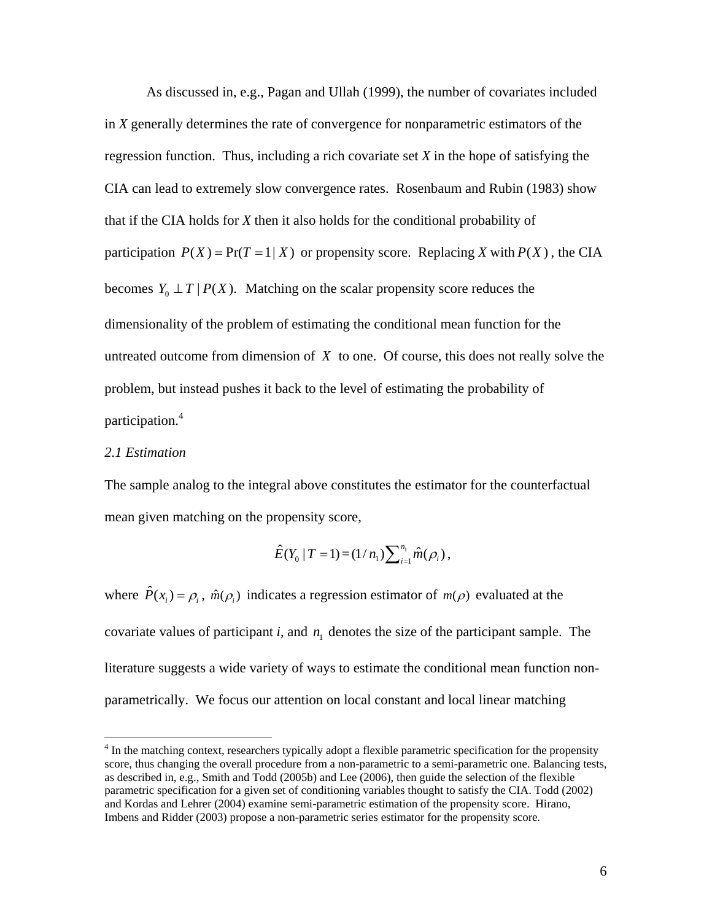As discussed in, e.g., Pagan and Ullah (1999), the number of covariates included in *X* generally determines the rate of convergence for nonparametric estimators of the regression function. Thus, including a rich covariate set *X* in the hope of satisfying the CIA can lead to extremely slow convergence rates. Rosenbaum and Rubin (1983) show that if the CIA holds for *X* then it also holds for the conditional probability of participation $P(X) = \Pr(T = 1 | X)$ or propensity score. Replacing *X* with $P(X)$, the CIA becomes $Y_0 \perp T \mid P(X)$. Matching on the scalar propensity score reduces the dimensionality of the problem of estimating the conditional mean function for the untreated outcome from dimension of $X$ to one. Of course, this does not really solve the problem, but instead pushes it back to the level of estimating the probability of participation.[4]

*2.1 Estimation*

The sample analog to the integral above constitutes the estimator for the counterfactual mean given matching on the propensity score,

$$\hat{E}(Y_0 \mid T = 1) = (1/n_1)\sum_{i=1}^{n_1} \hat{m}(\rho_i),$$

where $\hat{P}(x_i) = \rho_i$, $\hat{m}(\rho_i)$ indicates a regression estimator of $m(\rho)$ evaluated at the covariate values of participant *i*, and $n_1$ denotes the size of the participant sample. The literature suggests a wide variety of ways to estimate the conditional mean function non-parametrically. We focus our attention on local constant and local linear matching

[4] In the matching context, researchers typically adopt a flexible parametric specification for the propensity score, thus changing the overall procedure from a non-parametric to a semi-parametric one. Balancing tests, as described in, e.g., Smith and Todd (2005b) and Lee (2006), then guide the selection of the flexible parametric specification for a given set of conditioning variables thought to satisfy the CIA. Todd (2002) and Kordas and Lehrer (2004) examine semi-parametric estimation of the propensity score. Hirano, Imbens and Ridder (2003) propose a non-parametric series estimator for the propensity score.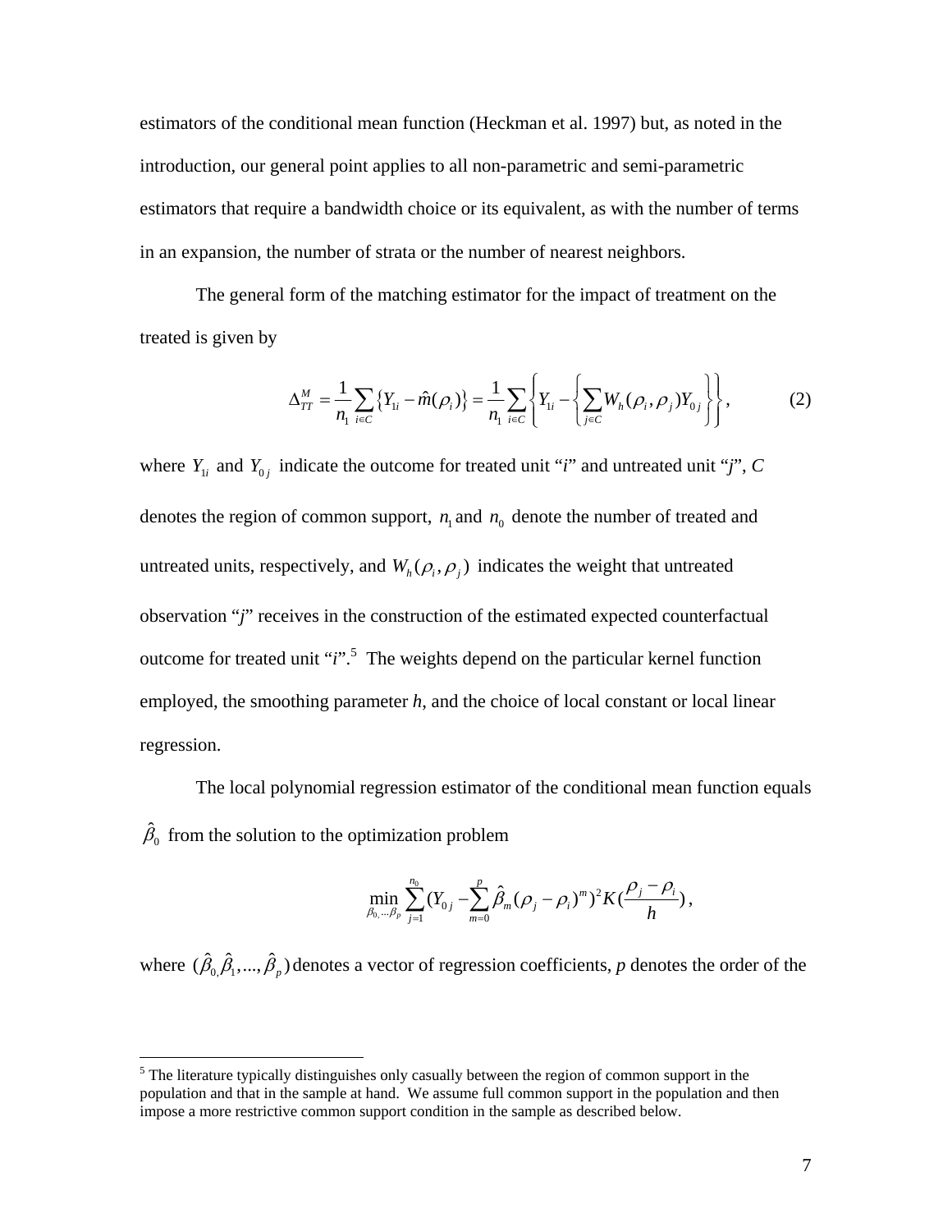estimators of the conditional mean function (Heckman et al. 1997) but, as noted in the introduction, our general point applies to all non-parametric and semi-parametric estimators that require a bandwidth choice or its equivalent, as with the number of terms in an expansion, the number of strata or the number of nearest neighbors.

The general form of the matching estimator for the impact of treatment on the treated is given by

$$\Delta_{TT}^{M} = \frac{1}{n_1}\sum_{i \in C}\left\{Y_{1i} - \hat{m}(\rho_i)\right\} = \frac{1}{n_1}\sum_{i \in C}\left\{Y_{1i} - \left\{\sum_{j \in C} W_h(\rho_i, \rho_j) Y_{0j}\right\}\right\}, \tag{2}$$

where $Y_{1i}$ and $Y_{0j}$ indicate the outcome for treated unit "*i*" and untreated unit "*j*", *C* denotes the region of common support, $n_1$ and $n_0$ denote the number of treated and untreated units, respectively, and $W_h(\rho_i, \rho_j)$ indicates the weight that untreated observation "*j*" receives in the construction of the estimated expected counterfactual outcome for treated unit "*i*".[5] The weights depend on the particular kernel function employed, the smoothing parameter *h*, and the choice of local constant or local linear regression.

The local polynomial regression estimator of the conditional mean function equals $\hat{\beta}_0$ from the solution to the optimization problem

$$\min_{\beta_0, \ldots \beta_p} \sum_{j=1}^{n_0} (Y_{0j} - \sum_{m=0}^{p} \hat{\beta}_m (\rho_j - \rho_i)^m)^2 K(\frac{\rho_j - \rho_i}{h}),$$

where $(\hat{\beta}_0, \hat{\beta}_1, \ldots, \hat{\beta}_p)$ denotes a vector of regression coefficients, *p* denotes the order of the

[5] The literature typically distinguishes only casually between the region of common support in the population and that in the sample at hand. We assume full common support in the population and then impose a more restrictive common support condition in the sample as described below.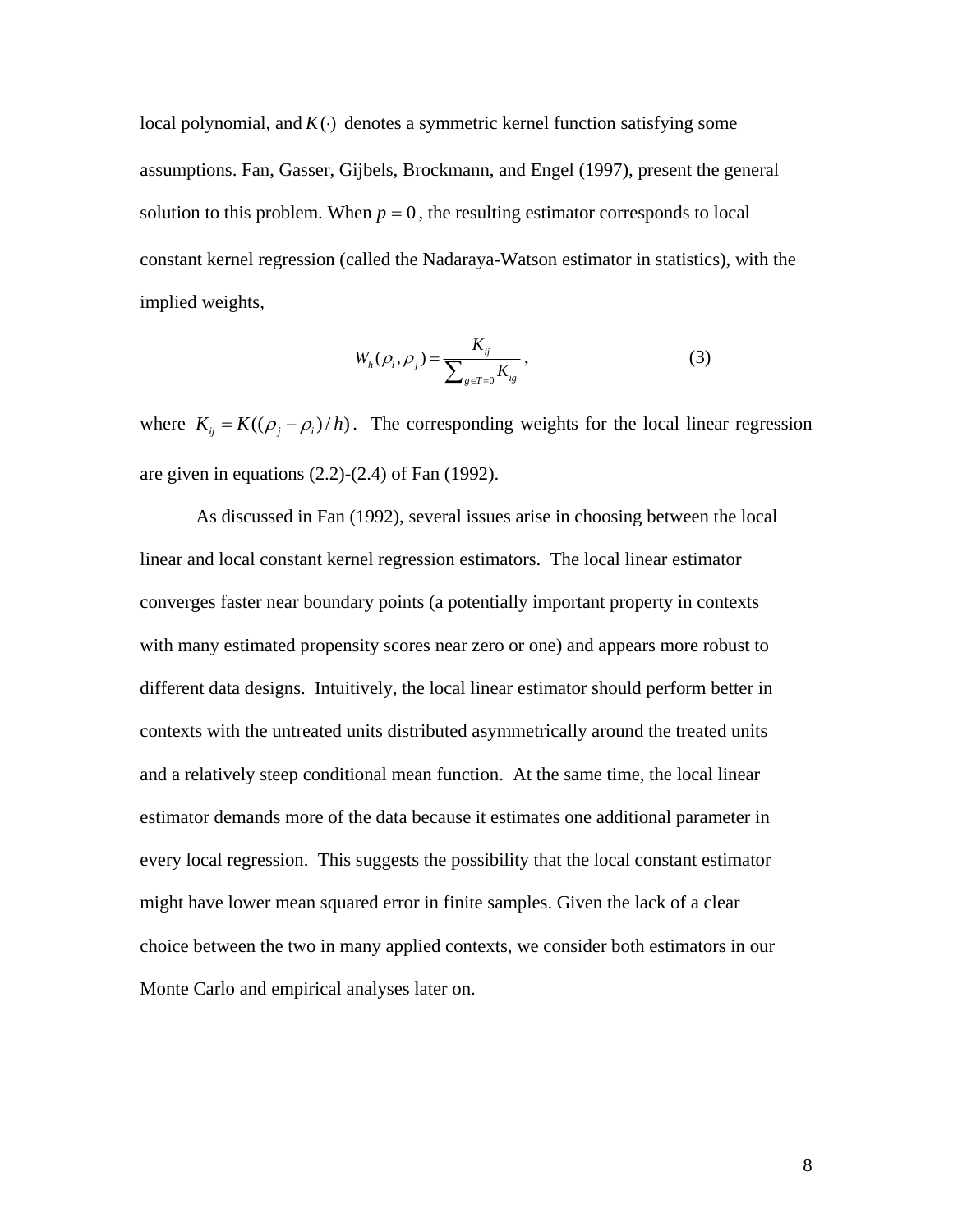local polynomial, and $K(\cdot)$ denotes a symmetric kernel function satisfying some assumptions. Fan, Gasser, Gijbels, Brockmann, and Engel (1997), present the general solution to this problem. When $p = 0$, the resulting estimator corresponds to local constant kernel regression (called the Nadaraya-Watson estimator in statistics), with the implied weights,

$$W_h(\rho_i, \rho_j) = \frac{K_{ij}}{\sum_{g \in T=0} K_{ig}}, \tag{3}$$

where $K_{ij} = K((\rho_j - \rho_i)/h)$. The corresponding weights for the local linear regression are given in equations (2.2)-(2.4) of Fan (1992).

As discussed in Fan (1992), several issues arise in choosing between the local linear and local constant kernel regression estimators. The local linear estimator converges faster near boundary points (a potentially important property in contexts with many estimated propensity scores near zero or one) and appears more robust to different data designs. Intuitively, the local linear estimator should perform better in contexts with the untreated units distributed asymmetrically around the treated units and a relatively steep conditional mean function. At the same time, the local linear estimator demands more of the data because it estimates one additional parameter in every local regression. This suggests the possibility that the local constant estimator might have lower mean squared error in finite samples. Given the lack of a clear choice between the two in many applied contexts, we consider both estimators in our Monte Carlo and empirical analyses later on.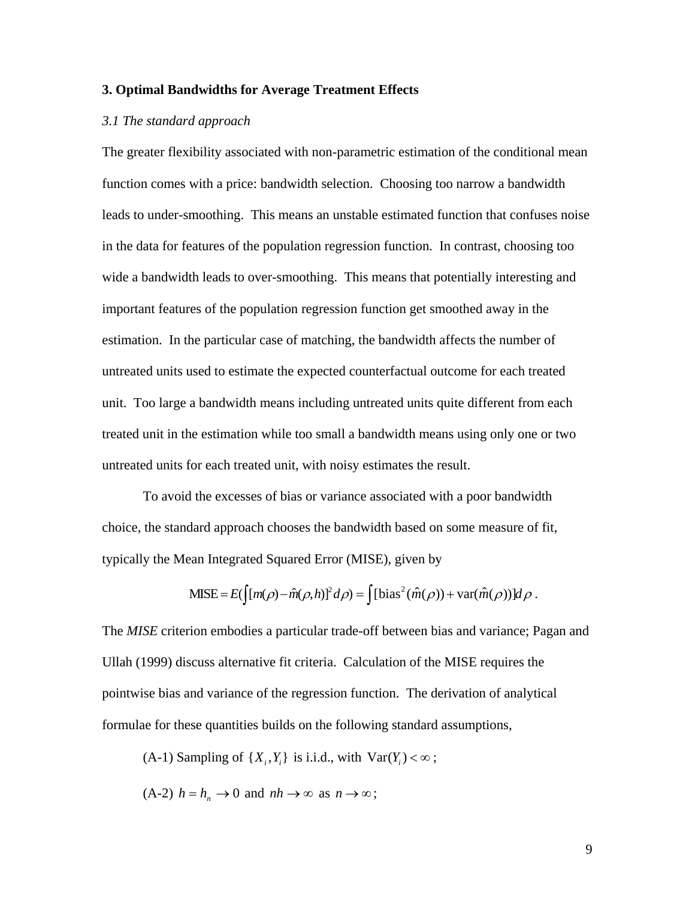## 3. Optimal Bandwidths for Average Treatment Effects

### *3.1 The standard approach*

The greater flexibility associated with non-parametric estimation of the conditional mean function comes with a price: bandwidth selection. Choosing too narrow a bandwidth leads to under-smoothing. This means an unstable estimated function that confuses noise in the data for features of the population regression function. In contrast, choosing too wide a bandwidth leads to over-smoothing. This means that potentially interesting and important features of the population regression function get smoothed away in the estimation. In the particular case of matching, the bandwidth affects the number of untreated units used to estimate the expected counterfactual outcome for each treated unit. Too large a bandwidth means including untreated units quite different from each treated unit in the estimation while too small a bandwidth means using only one or two untreated units for each treated unit, with noisy estimates the result.

To avoid the excesses of bias or variance associated with a poor bandwidth choice, the standard approach chooses the bandwidth based on some measure of fit, typically the Mean Integrated Squared Error (MISE), given by

$$\text{MISE} = E\left(\int [m(\rho) - \hat{m}(\rho, h)]^2 d\rho\right) = \int [\text{bias}^2(\hat{m}(\rho)) + \text{var}(\hat{m}(\rho))] d\rho \ .$$

The *MISE* criterion embodies a particular trade-off between bias and variance; Pagan and Ullah (1999) discuss alternative fit criteria. Calculation of the MISE requires the pointwise bias and variance of the regression function. The derivation of analytical formulae for these quantities builds on the following standard assumptions,

(A-1) Sampling of $\{X_i, Y_i\}$ is i.i.d., with $\text{Var}(Y_i) < \infty$;

(A-2) $h = h_n \to 0$ and $nh \to \infty$ as $n \to \infty$;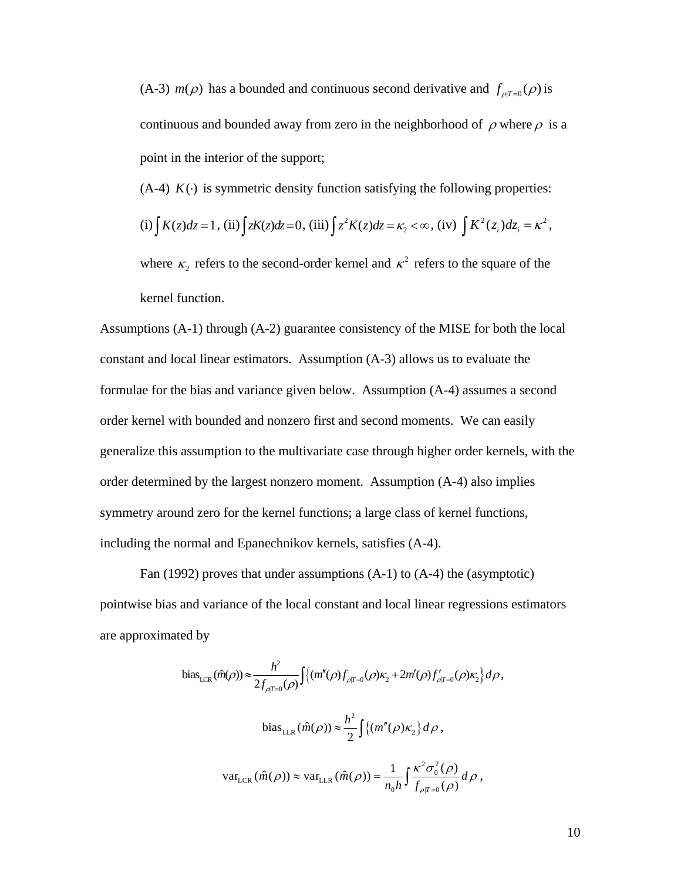(A-3) $m(\rho)$ has a bounded and continuous second derivative and $f_{\rho|T=0}(\rho)$ is continuous and bounded away from zero in the neighborhood of $\rho$ where $\rho$ is a point in the interior of the support;

(A-4) $K(\cdot)$ is symmetric density function satisfying the following properties: (i) $\int K(z)dz = 1$, (ii) $\int zK(z)dz = 0$, (iii) $\int z^2 K(z)dz = \kappa_2 < \infty$, (iv) $\int K^2(z_i)dz_i = \kappa^2$, where $\kappa_2$ refers to the second-order kernel and $\kappa^2$ refers to the square of the kernel function.

Assumptions (A-1) through (A-2) guarantee consistency of the MISE for both the local constant and local linear estimators. Assumption (A-3) allows us to evaluate the formulae for the bias and variance given below. Assumption (A-4) assumes a second order kernel with bounded and nonzero first and second moments. We can easily generalize this assumption to the multivariate case through higher order kernels, with the order determined by the largest nonzero moment. Assumption (A-4) also implies symmetry around zero for the kernel functions; a large class of kernel functions, including the normal and Epanechnikov kernels, satisfies (A-4).

Fan (1992) proves that under assumptions (A-1) to (A-4) the (asymptotic) pointwise bias and variance of the local constant and local linear regressions estimators are approximated by

$$\text{bias}_{\text{LCR}}(\hat{m}(\rho)) \approx \frac{h^2}{2 f_{\rho|T=0}(\rho)} \int \left\{ (m''(\rho) f_{\rho|T=0}(\rho)\kappa_2 + 2m'(\rho) f'_{\rho|T=0}(\rho)\kappa_2 \right\} d\rho ,$$

$$\text{bias}_{\text{LLR}}(\hat{m}(\rho)) \approx \frac{h^2}{2} \int \left\{ (m''(\rho)\kappa_2 \right\} d\rho ,$$

$$\text{var}_{\text{LCR}}(\hat{m}(\rho)) \approx \text{var}_{\text{LLR}}(\hat{m}(\rho)) = \frac{1}{n_0 h} \int \frac{\kappa^2 \sigma_0^2(\rho)}{f_{\rho|T=0}(\rho)} d\rho ,$$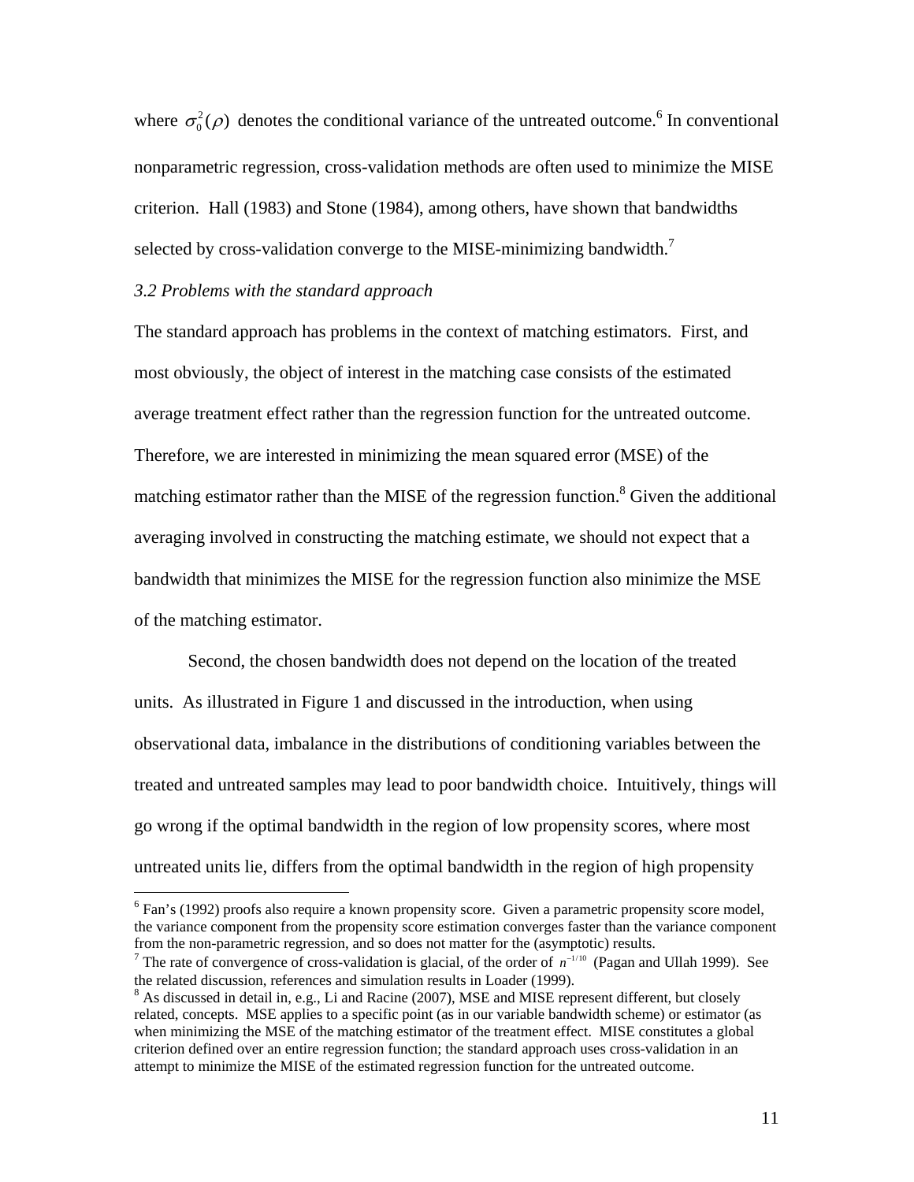where $\sigma_0^2(\rho)$ denotes the conditional variance of the untreated outcome.[6] In conventional nonparametric regression, cross-validation methods are often used to minimize the MISE criterion. Hall (1983) and Stone (1984), among others, have shown that bandwidths selected by cross-validation converge to the MISE-minimizing bandwidth.[7]

*3.2 Problems with the standard approach*

The standard approach has problems in the context of matching estimators. First, and most obviously, the object of interest in the matching case consists of the estimated average treatment effect rather than the regression function for the untreated outcome. Therefore, we are interested in minimizing the mean squared error (MSE) of the matching estimator rather than the MISE of the regression function.[8] Given the additional averaging involved in constructing the matching estimate, we should not expect that a bandwidth that minimizes the MISE for the regression function also minimize the MSE of the matching estimator.

Second, the chosen bandwidth does not depend on the location of the treated units. As illustrated in Figure 1 and discussed in the introduction, when using observational data, imbalance in the distributions of conditioning variables between the treated and untreated samples may lead to poor bandwidth choice. Intuitively, things will go wrong if the optimal bandwidth in the region of low propensity scores, where most untreated units lie, differs from the optimal bandwidth in the region of high propensity

---

[6] Fan's (1992) proofs also require a known propensity score. Given a parametric propensity score model, the variance component from the propensity score estimation converges faster than the variance component from the non-parametric regression, and so does not matter for the (asymptotic) results.

[7] The rate of convergence of cross-validation is glacial, of the order of $n^{-1/10}$ (Pagan and Ullah 1999). See the related discussion, references and simulation results in Loader (1999).

[8] As discussed in detail in, e.g., Li and Racine (2007), MSE and MISE represent different, but closely related, concepts. MSE applies to a specific point (as in our variable bandwidth scheme) or estimator (as when minimizing the MSE of the matching estimator of the treatment effect. MISE constitutes a global criterion defined over an entire regression function; the standard approach uses cross-validation in an attempt to minimize the MISE of the estimated regression function for the untreated outcome.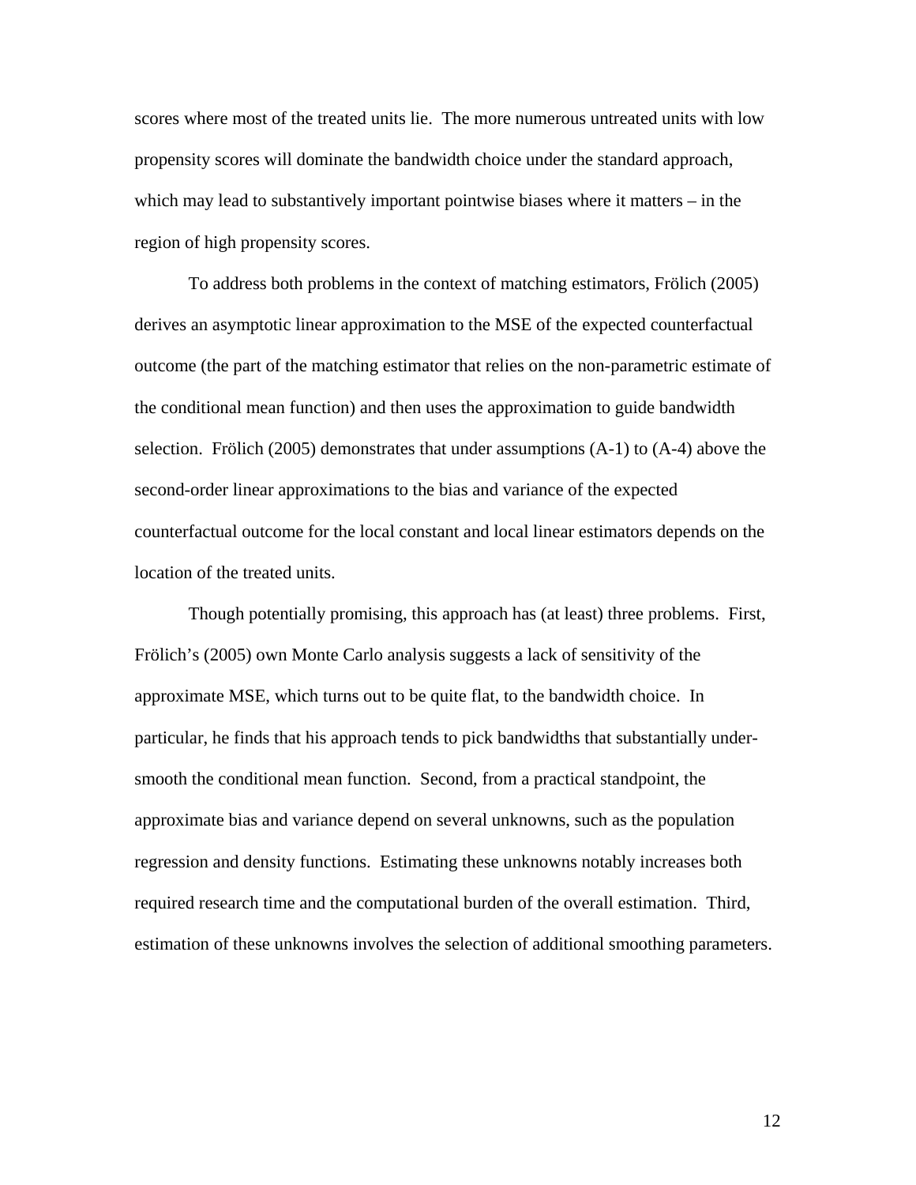scores where most of the treated units lie. The more numerous untreated units with low propensity scores will dominate the bandwidth choice under the standard approach, which may lead to substantively important pointwise biases where it matters – in the region of high propensity scores.

To address both problems in the context of matching estimators, Frölich (2005) derives an asymptotic linear approximation to the MSE of the expected counterfactual outcome (the part of the matching estimator that relies on the non-parametric estimate of the conditional mean function) and then uses the approximation to guide bandwidth selection. Frölich (2005) demonstrates that under assumptions (A-1) to (A-4) above the second-order linear approximations to the bias and variance of the expected counterfactual outcome for the local constant and local linear estimators depends on the location of the treated units.

Though potentially promising, this approach has (at least) three problems. First, Frölich's (2005) own Monte Carlo analysis suggests a lack of sensitivity of the approximate MSE, which turns out to be quite flat, to the bandwidth choice. In particular, he finds that his approach tends to pick bandwidths that substantially under-smooth the conditional mean function. Second, from a practical standpoint, the approximate bias and variance depend on several unknowns, such as the population regression and density functions. Estimating these unknowns notably increases both required research time and the computational burden of the overall estimation. Third, estimation of these unknowns involves the selection of additional smoothing parameters.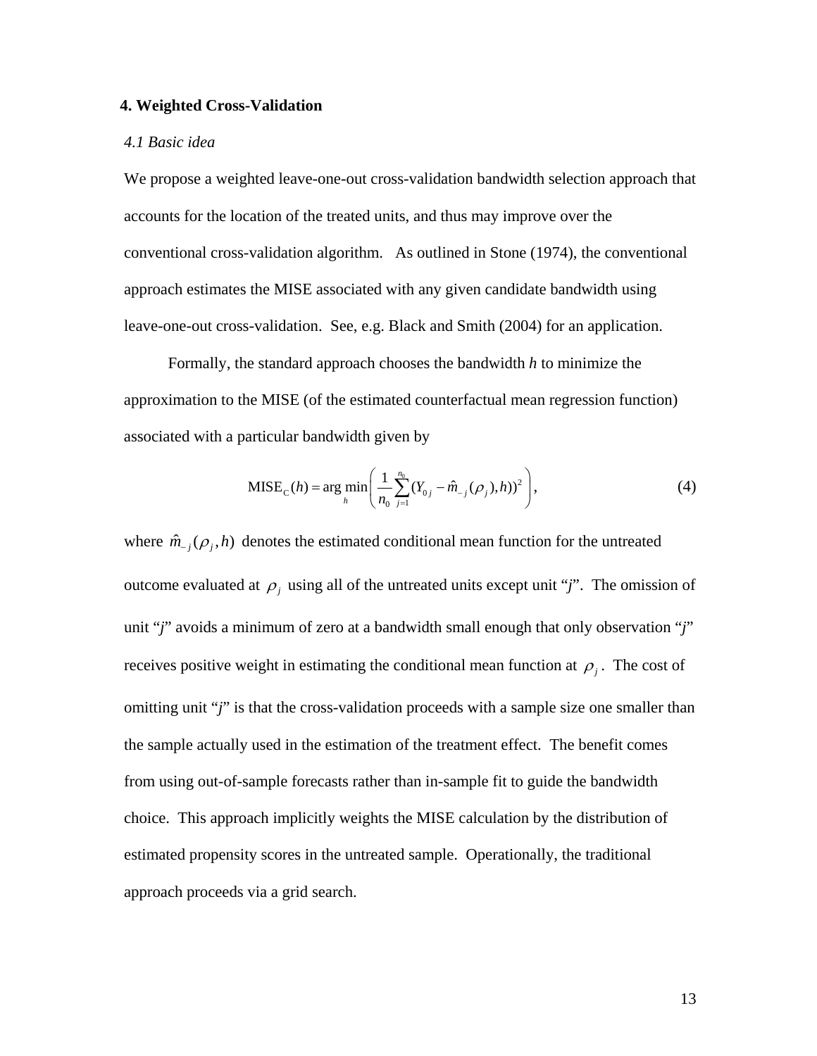## 4. Weighted Cross-Validation

### *4.1 Basic idea*

We propose a weighted leave-one-out cross-validation bandwidth selection approach that accounts for the location of the treated units, and thus may improve over the conventional cross-validation algorithm. As outlined in Stone (1974), the conventional approach estimates the MISE associated with any given candidate bandwidth using leave-one-out cross-validation. See, e.g. Black and Smith (2004) for an application.

Formally, the standard approach chooses the bandwidth *h* to minimize the approximation to the MISE (of the estimated counterfactual mean regression function) associated with a particular bandwidth given by

$$\text{MISE}_C(h) = \arg\min_h \left( \frac{1}{n_0} \sum_{j=1}^{n_0} (Y_{0j} - \hat{m}_{-j}(\rho_j), h))^2 \right), \tag{4}$$

where $\hat{m}_{-j}(\rho_j, h)$ denotes the estimated conditional mean function for the untreated outcome evaluated at $\rho_j$ using all of the untreated units except unit "*j*". The omission of unit "*j*" avoids a minimum of zero at a bandwidth small enough that only observation "*j*" receives positive weight in estimating the conditional mean function at $\rho_j$. The cost of omitting unit "*j*" is that the cross-validation proceeds with a sample size one smaller than the sample actually used in the estimation of the treatment effect. The benefit comes from using out-of-sample forecasts rather than in-sample fit to guide the bandwidth choice. This approach implicitly weights the MISE calculation by the distribution of estimated propensity scores in the untreated sample. Operationally, the traditional approach proceeds via a grid search.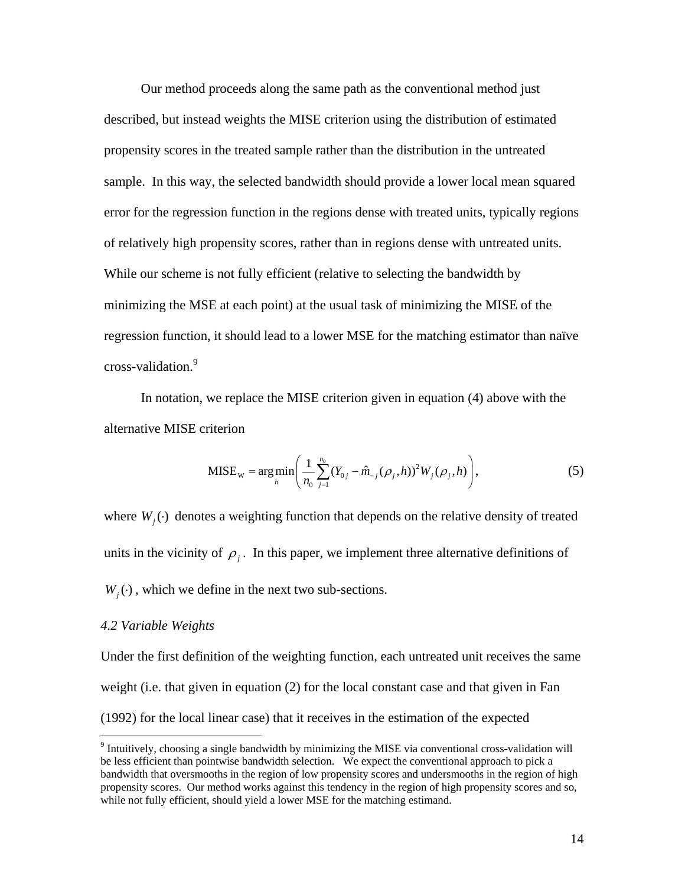Our method proceeds along the same path as the conventional method just described, but instead weights the MISE criterion using the distribution of estimated propensity scores in the treated sample rather than the distribution in the untreated sample. In this way, the selected bandwidth should provide a lower local mean squared error for the regression function in the regions dense with treated units, typically regions of relatively high propensity scores, rather than in regions dense with untreated units. While our scheme is not fully efficient (relative to selecting the bandwidth by minimizing the MSE at each point) at the usual task of minimizing the MISE of the regression function, it should lead to a lower MSE for the matching estimator than naïve cross-validation.[9]

In notation, we replace the MISE criterion given in equation (4) above with the alternative MISE criterion

$$\text{MISE}_{\text{W}} = \arg\min_{h} \left( \frac{1}{n_0} \sum_{j=1}^{n_0} (Y_{0j} - \hat{m}_{-j}(\rho_j, h))^2 W_j(\rho_j, h) \right), \tag{5}$$

where $W_j(\cdot)$ denotes a weighting function that depends on the relative density of treated units in the vicinity of $\rho_j$. In this paper, we implement three alternative definitions of $W_j(\cdot)$, which we define in the next two sub-sections.

### *4.2 Variable Weights*

Under the first definition of the weighting function, each untreated unit receives the same weight (i.e. that given in equation (2) for the local constant case and that given in Fan (1992) for the local linear case) that it receives in the estimation of the expected

[9] Intuitively, choosing a single bandwidth by minimizing the MISE via conventional cross-validation will be less efficient than pointwise bandwidth selection. We expect the conventional approach to pick a bandwidth that oversmooths in the region of low propensity scores and undersmooths in the region of high propensity scores. Our method works against this tendency in the region of high propensity scores and so, while not fully efficient, should yield a lower MSE for the matching estimand.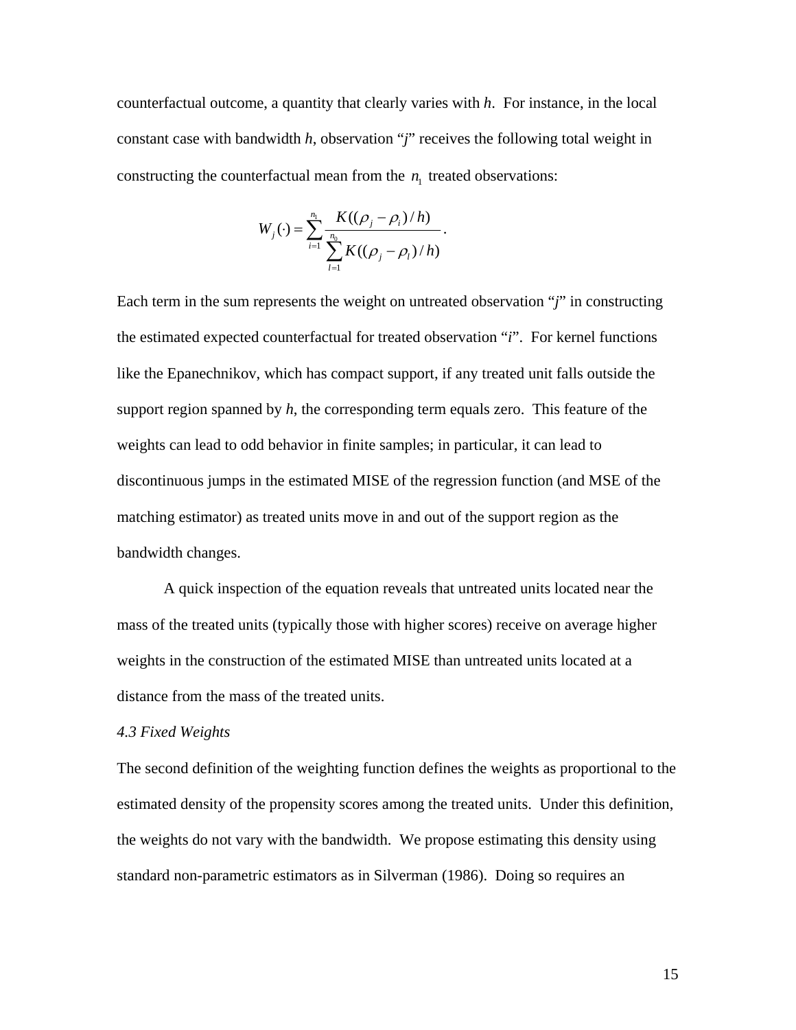counterfactual outcome, a quantity that clearly varies with *h*. For instance, in the local constant case with bandwidth *h*, observation "*j*" receives the following total weight in constructing the counterfactual mean from the $n_1$ treated observations:

$$W_j(\cdot) = \sum_{i=1}^{n_1} \frac{K((\rho_j - \rho_i)/h)}{\sum_{l=1}^{n_0} K((\rho_j - \rho_l)/h)}.$$

Each term in the sum represents the weight on untreated observation "*j*" in constructing the estimated expected counterfactual for treated observation "*i*". For kernel functions like the Epanechnikov, which has compact support, if any treated unit falls outside the support region spanned by *h*, the corresponding term equals zero. This feature of the weights can lead to odd behavior in finite samples; in particular, it can lead to discontinuous jumps in the estimated MISE of the regression function (and MSE of the matching estimator) as treated units move in and out of the support region as the bandwidth changes.

A quick inspection of the equation reveals that untreated units located near the mass of the treated units (typically those with higher scores) receive on average higher weights in the construction of the estimated MISE than untreated units located at a distance from the mass of the treated units.

*4.3 Fixed Weights*

The second definition of the weighting function defines the weights as proportional to the estimated density of the propensity scores among the treated units. Under this definition, the weights do not vary with the bandwidth. We propose estimating this density using standard non-parametric estimators as in Silverman (1986). Doing so requires an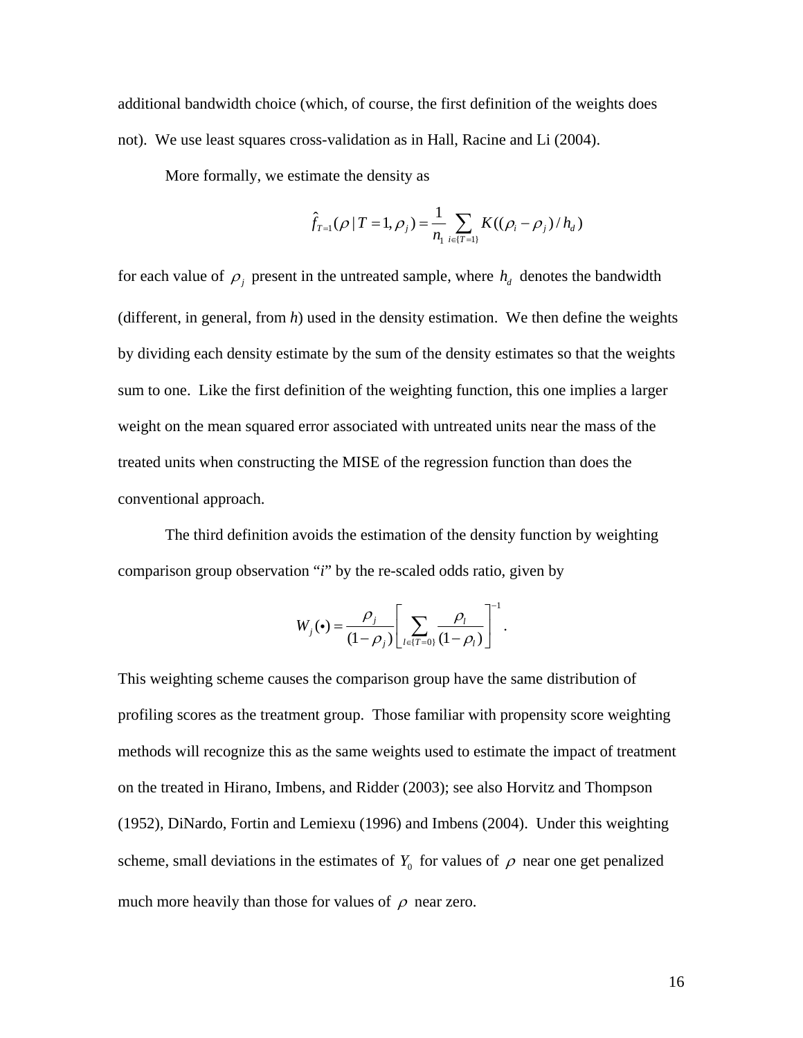additional bandwidth choice (which, of course, the first definition of the weights does not). We use least squares cross-validation as in Hall, Racine and Li (2004).

More formally, we estimate the density as

$$\hat{f}_{T=1}(\rho \mid T=1, \rho_j) = \frac{1}{n_1} \sum_{i \in \{T=1\}} K((\rho_i - \rho_j)/h_d)$$

for each value of $\rho_j$ present in the untreated sample, where $h_d$ denotes the bandwidth (different, in general, from *h*) used in the density estimation. We then define the weights by dividing each density estimate by the sum of the density estimates so that the weights sum to one. Like the first definition of the weighting function, this one implies a larger weight on the mean squared error associated with untreated units near the mass of the treated units when constructing the MISE of the regression function than does the conventional approach.

The third definition avoids the estimation of the density function by weighting comparison group observation "*i*" by the re-scaled odds ratio, given by

$$W_j(\bullet) = \frac{\rho_j}{(1-\rho_j)} \left[ \sum_{l \in \{T=0\}} \frac{\rho_l}{(1-\rho_l)} \right]^{-1}.$$

This weighting scheme causes the comparison group have the same distribution of profiling scores as the treatment group. Those familiar with propensity score weighting methods will recognize this as the same weights used to estimate the impact of treatment on the treated in Hirano, Imbens, and Ridder (2003); see also Horvitz and Thompson (1952), DiNardo, Fortin and Lemiexu (1996) and Imbens (2004). Under this weighting scheme, small deviations in the estimates of $Y_0$ for values of $\rho$ near one get penalized much more heavily than those for values of $\rho$ near zero.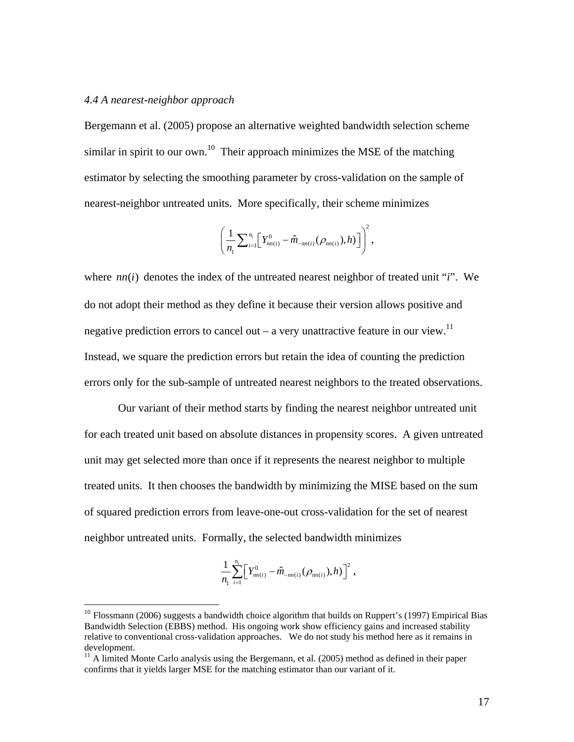*4.4 A nearest-neighbor approach*

Bergemann et al. (2005) propose an alternative weighted bandwidth selection scheme similar in spirit to our own.[10] Their approach minimizes the MSE of the matching estimator by selecting the smoothing parameter by cross-validation on the sample of nearest-neighbor untreated units. More specifically, their scheme minimizes

$$\left(\frac{1}{n_1}\sum_{i=1}^{n_1}\left[Y_{nn(i)}^0 - \hat{m}_{-nn(i)}(\rho_{nn(i)}),h)\right]\right)^2,$$

where $nn(i)$ denotes the index of the untreated nearest neighbor of treated unit "*i*". We do not adopt their method as they define it because their version allows positive and negative prediction errors to cancel out – a very unattractive feature in our view.[11] Instead, we square the prediction errors but retain the idea of counting the prediction errors only for the sub-sample of untreated nearest neighbors to the treated observations.

Our variant of their method starts by finding the nearest neighbor untreated unit for each treated unit based on absolute distances in propensity scores. A given untreated unit may get selected more than once if it represents the nearest neighbor to multiple treated units. It then chooses the bandwidth by minimizing the MISE based on the sum of squared prediction errors from leave-one-out cross-validation for the set of nearest neighbor untreated units. Formally, the selected bandwidth minimizes

$$\frac{1}{n_1}\sum_{i=1}^{n_1}\left[Y_{nn(i)}^0 - \hat{m}_{-nn(i)}(\rho_{nn(i)}),h)\right]^2,$$

[10] Flossmann (2006) suggests a bandwidth choice algorithm that builds on Ruppert's (1997) Empirical Bias Bandwidth Selection (EBBS) method. His ongoing work show efficiency gains and increased stability relative to conventional cross-validation approaches. We do not study his method here as it remains in development.

[11] A limited Monte Carlo analysis using the Bergemann, et al. (2005) method as defined in their paper confirms that it yields larger MSE for the matching estimator than our variant of it.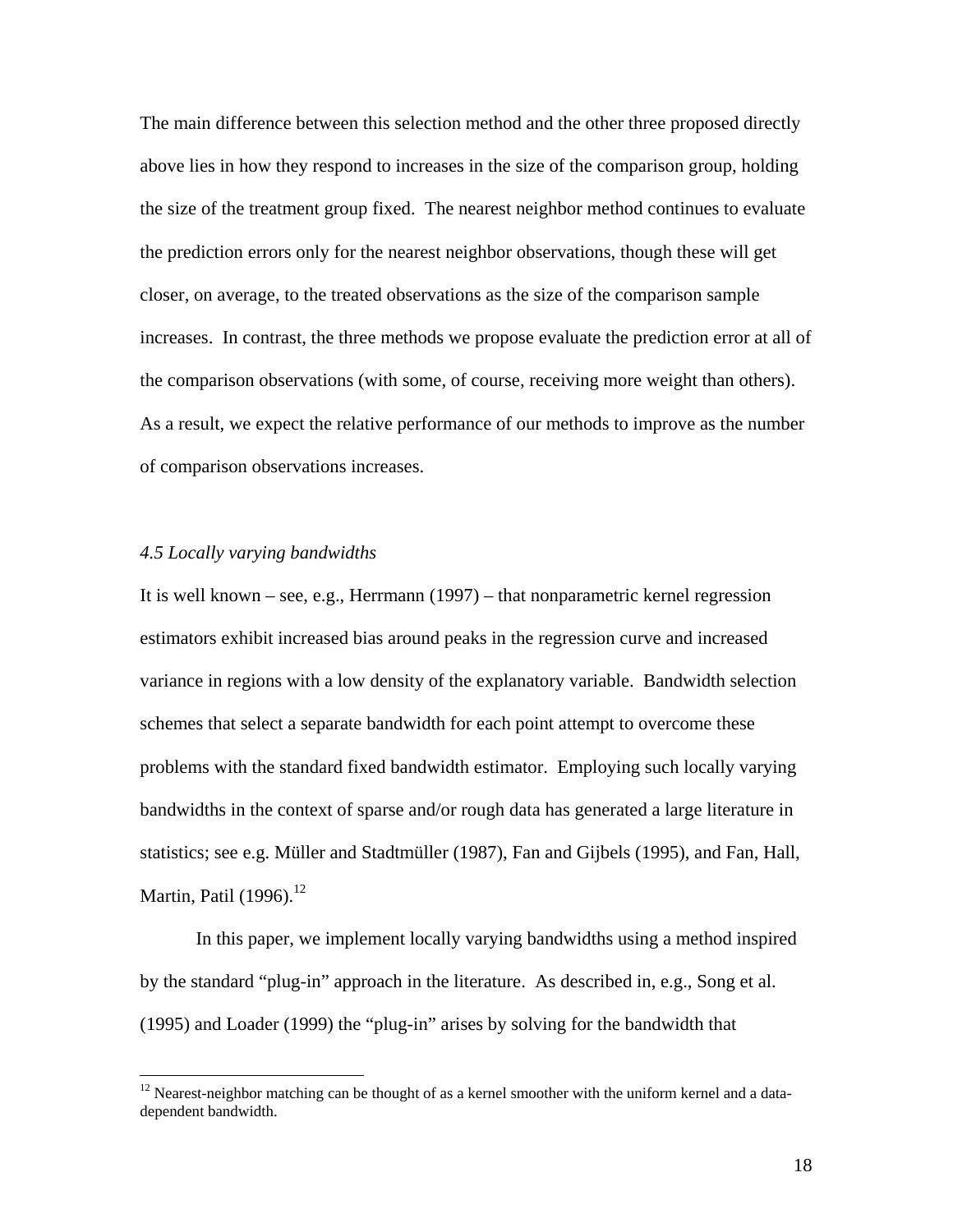The main difference between this selection method and the other three proposed directly above lies in how they respond to increases in the size of the comparison group, holding the size of the treatment group fixed. The nearest neighbor method continues to evaluate the prediction errors only for the nearest neighbor observations, though these will get closer, on average, to the treated observations as the size of the comparison sample increases. In contrast, the three methods we propose evaluate the prediction error at all of the comparison observations (with some, of course, receiving more weight than others). As a result, we expect the relative performance of our methods to improve as the number of comparison observations increases.

*4.5 Locally varying bandwidths*

It is well known – see, e.g., Herrmann (1997) – that nonparametric kernel regression estimators exhibit increased bias around peaks in the regression curve and increased variance in regions with a low density of the explanatory variable. Bandwidth selection schemes that select a separate bandwidth for each point attempt to overcome these problems with the standard fixed bandwidth estimator. Employing such locally varying bandwidths in the context of sparse and/or rough data has generated a large literature in statistics; see e.g. Müller and Stadtmüller (1987), Fan and Gijbels (1995), and Fan, Hall, Martin, Patil (1996).[12]

In this paper, we implement locally varying bandwidths using a method inspired by the standard "plug-in" approach in the literature. As described in, e.g., Song et al. (1995) and Loader (1999) the "plug-in" arises by solving for the bandwidth that

[12] Nearest-neighbor matching can be thought of as a kernel smoother with the uniform kernel and a data-dependent bandwidth.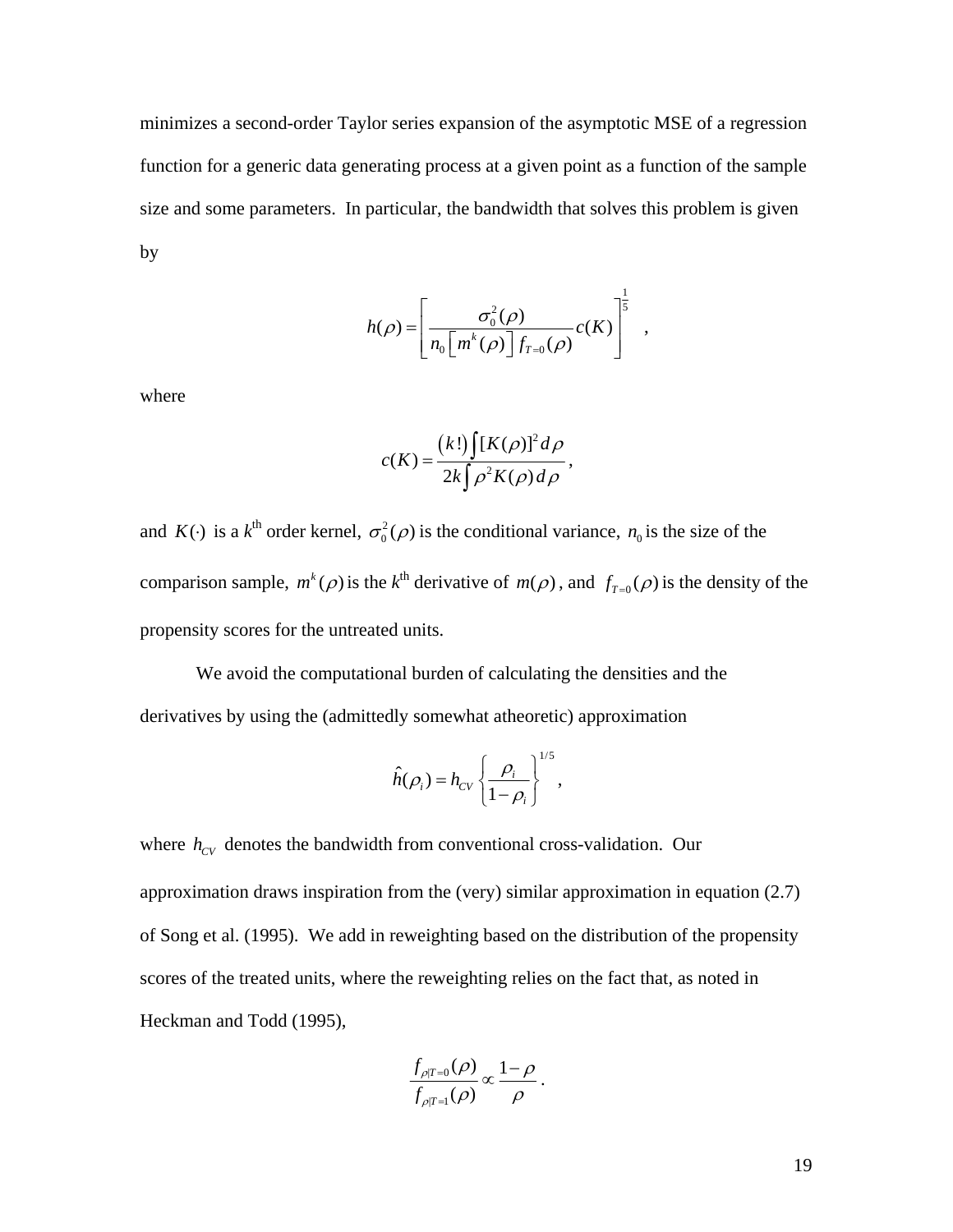minimizes a second-order Taylor series expansion of the asymptotic MSE of a regression function for a generic data generating process at a given point as a function of the sample size and some parameters. In particular, the bandwidth that solves this problem is given by

$$h(\rho) = \left[ \frac{\sigma_0^2(\rho)}{n_0 \left[ m^k(\rho) \right] f_{T=0}(\rho)} c(K) \right]^{\frac{1}{5}} ,$$

where

$$c(K) = \frac{(k!) \int [K(\rho)]^2 d\rho}{2k \int \rho^2 K(\rho) d\rho},$$

and $K(\cdot)$ is a $k^{\text{th}}$ order kernel, $\sigma_0^2(\rho)$ is the conditional variance, $n_0$ is the size of the comparison sample, $m^k(\rho)$ is the $k^{\text{th}}$ derivative of $m(\rho)$, and $f_{T=0}(\rho)$ is the density of the propensity scores for the untreated units.

We avoid the computational burden of calculating the densities and the derivatives by using the (admittedly somewhat atheoretic) approximation

$$\hat{h}(\rho_i) = h_{CV} \left\{ \frac{\rho_i}{1-\rho_i} \right\}^{1/5},$$

where $h_{CV}$ denotes the bandwidth from conventional cross-validation. Our approximation draws inspiration from the (very) similar approximation in equation (2.7) of Song et al. (1995). We add in reweighting based on the distribution of the propensity scores of the treated units, where the reweighting relies on the fact that, as noted in Heckman and Todd (1995),

$$\frac{f_{\rho|T=0}(\rho)}{f_{\rho|T=1}(\rho)} \propto \frac{1-\rho}{\rho}.$$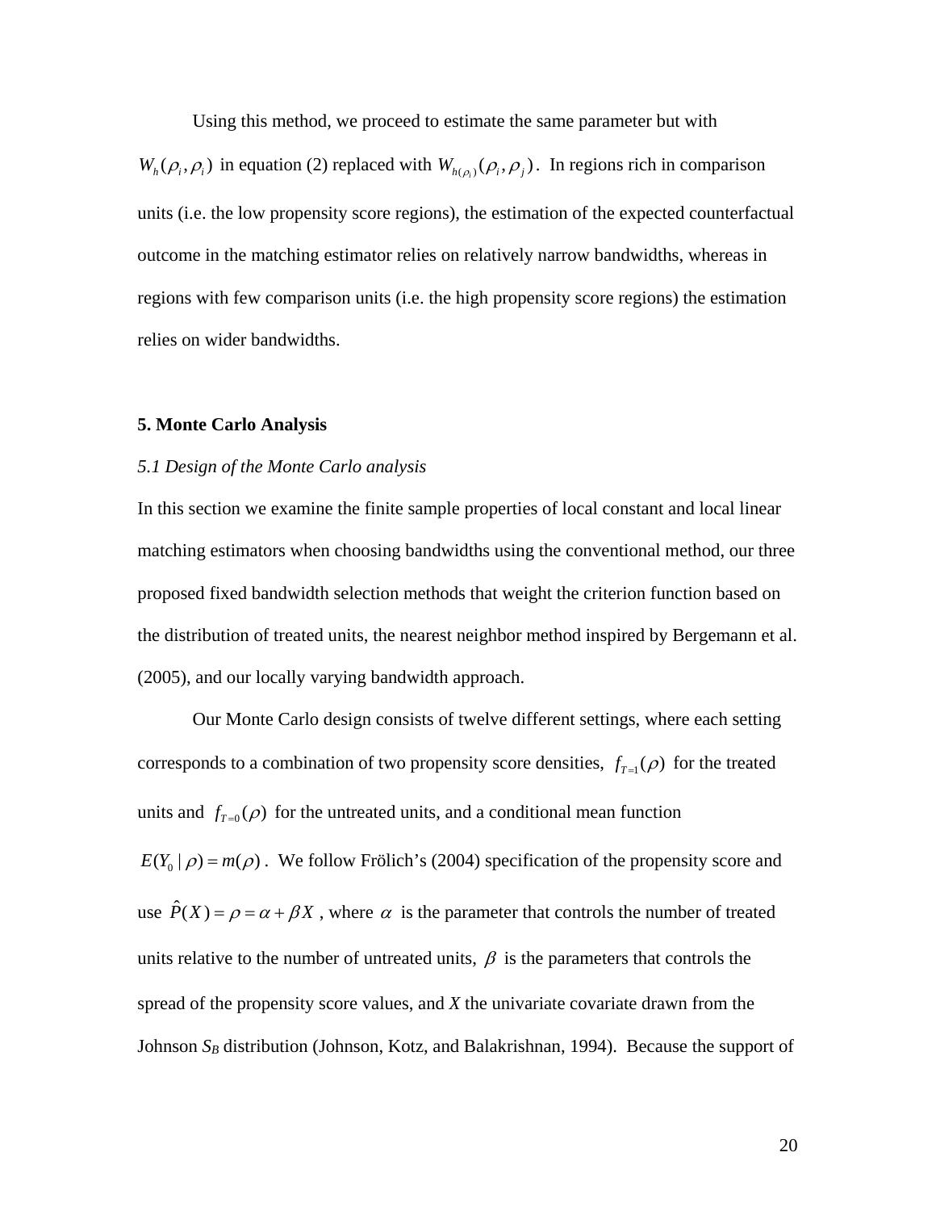Using this method, we proceed to estimate the same parameter but with $W_h(\rho_i, \rho_i)$ in equation (2) replaced with $W_{h(\rho_i)}(\rho_i, \rho_j)$. In regions rich in comparison units (i.e. the low propensity score regions), the estimation of the expected counterfactual outcome in the matching estimator relies on relatively narrow bandwidths, whereas in regions with few comparison units (i.e. the high propensity score regions) the estimation relies on wider bandwidths.

## 5. Monte Carlo Analysis

### *5.1 Design of the Monte Carlo analysis*

In this section we examine the finite sample properties of local constant and local linear matching estimators when choosing bandwidths using the conventional method, our three proposed fixed bandwidth selection methods that weight the criterion function based on the distribution of treated units, the nearest neighbor method inspired by Bergemann et al. (2005), and our locally varying bandwidth approach.

Our Monte Carlo design consists of twelve different settings, where each setting corresponds to a combination of two propensity score densities, $f_{T=1}(\rho)$ for the treated units and $f_{T=0}(\rho)$ for the untreated units, and a conditional mean function $E(Y_0 \mid \rho) = m(\rho)$. We follow Frölich's (2004) specification of the propensity score and use $\hat{P}(X) = \rho = \alpha + \beta X$, where $\alpha$ is the parameter that controls the number of treated units relative to the number of untreated units, $\beta$ is the parameters that controls the spread of the propensity score values, and *X* the univariate covariate drawn from the Johnson $S_B$ distribution (Johnson, Kotz, and Balakrishnan, 1994). Because the support of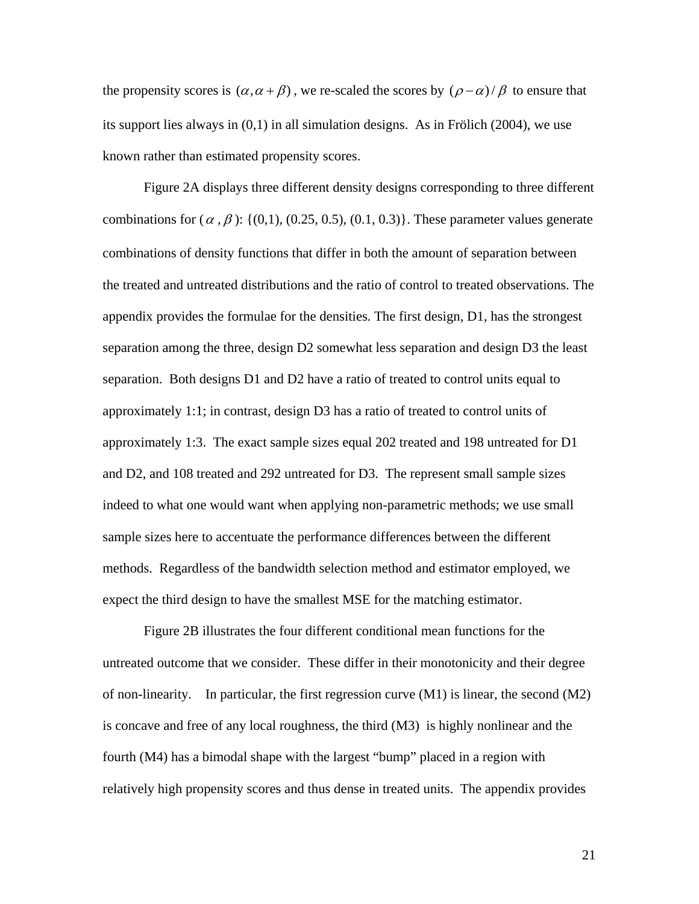the propensity scores is $(\alpha, \alpha + \beta)$, we re-scaled the scores by $(\rho - \alpha)/\beta$ to ensure that its support lies always in (0,1) in all simulation designs. As in Frölich (2004), we use known rather than estimated propensity scores.

Figure 2A displays three different density designs corresponding to three different combinations for ($\alpha$, $\beta$): {(0,1), (0.25, 0.5), (0.1, 0.3)}. These parameter values generate combinations of density functions that differ in both the amount of separation between the treated and untreated distributions and the ratio of control to treated observations. The appendix provides the formulae for the densities. The first design, D1, has the strongest separation among the three, design D2 somewhat less separation and design D3 the least separation. Both designs D1 and D2 have a ratio of treated to control units equal to approximately 1:1; in contrast, design D3 has a ratio of treated to control units of approximately 1:3. The exact sample sizes equal 202 treated and 198 untreated for D1 and D2, and 108 treated and 292 untreated for D3. The represent small sample sizes indeed to what one would want when applying non-parametric methods; we use small sample sizes here to accentuate the performance differences between the different methods. Regardless of the bandwidth selection method and estimator employed, we expect the third design to have the smallest MSE for the matching estimator.

Figure 2B illustrates the four different conditional mean functions for the untreated outcome that we consider. These differ in their monotonicity and their degree of non-linearity. In particular, the first regression curve (M1) is linear, the second (M2) is concave and free of any local roughness, the third (M3) is highly nonlinear and the fourth (M4) has a bimodal shape with the largest "bump" placed in a region with relatively high propensity scores and thus dense in treated units. The appendix provides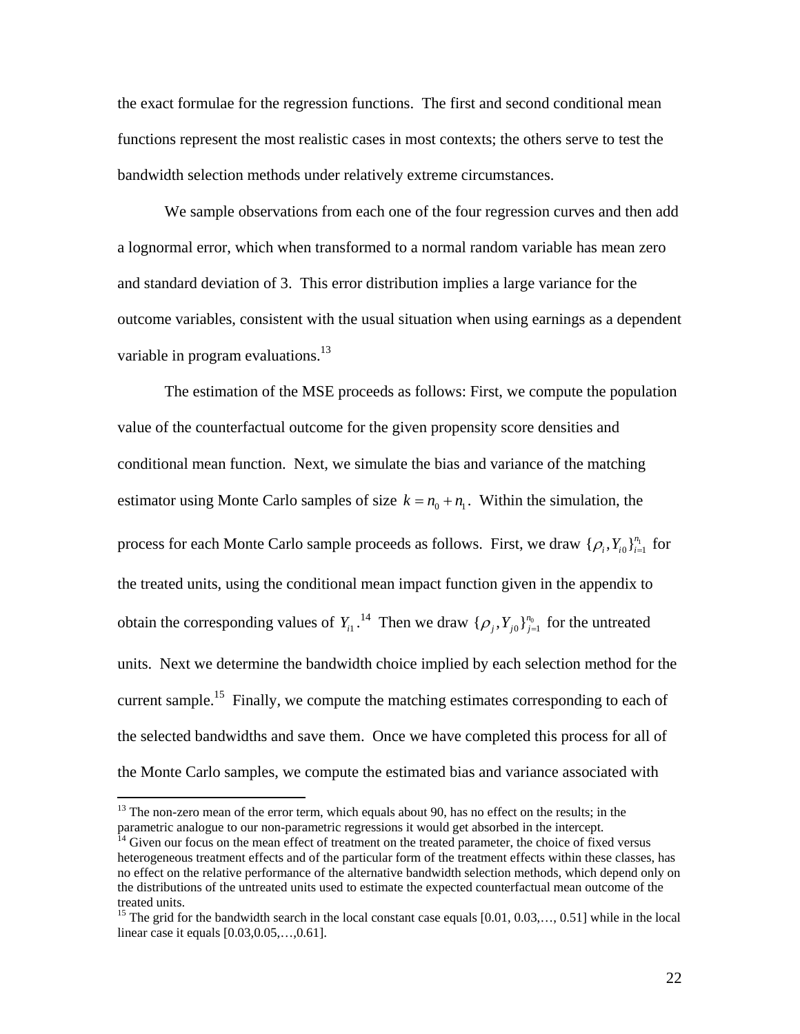the exact formulae for the regression functions. The first and second conditional mean functions represent the most realistic cases in most contexts; the others serve to test the bandwidth selection methods under relatively extreme circumstances.

We sample observations from each one of the four regression curves and then add a lognormal error, which when transformed to a normal random variable has mean zero and standard deviation of 3. This error distribution implies a large variance for the outcome variables, consistent with the usual situation when using earnings as a dependent variable in program evaluations.[13]

The estimation of the MSE proceeds as follows: First, we compute the population value of the counterfactual outcome for the given propensity score densities and conditional mean function. Next, we simulate the bias and variance of the matching estimator using Monte Carlo samples of size $k = n_0 + n_1$. Within the simulation, the process for each Monte Carlo sample proceeds as follows. First, we draw $\{\rho_i, Y_{i0}\}_{i=1}^{n_1}$ for the treated units, using the conditional mean impact function given in the appendix to obtain the corresponding values of $Y_{i1}$.[14] Then we draw $\{\rho_j, Y_{j0}\}_{j=1}^{n_0}$ for the untreated units. Next we determine the bandwidth choice implied by each selection method for the current sample.[15] Finally, we compute the matching estimates corresponding to each of the selected bandwidths and save them. Once we have completed this process for all of the Monte Carlo samples, we compute the estimated bias and variance associated with

---

[13] The non-zero mean of the error term, which equals about 90, has no effect on the results; in the parametric analogue to our non-parametric regressions it would get absorbed in the intercept.

[14] Given our focus on the mean effect of treatment on the treated parameter, the choice of fixed versus heterogeneous treatment effects and of the particular form of the treatment effects within these classes, has no effect on the relative performance of the alternative bandwidth selection methods, which depend only on the distributions of the untreated units used to estimate the expected counterfactual mean outcome of the treated units.

[15] The grid for the bandwidth search in the local constant case equals [0.01, 0.03,…, 0.51] while in the local linear case it equals [0.03,0.05,…,0.61].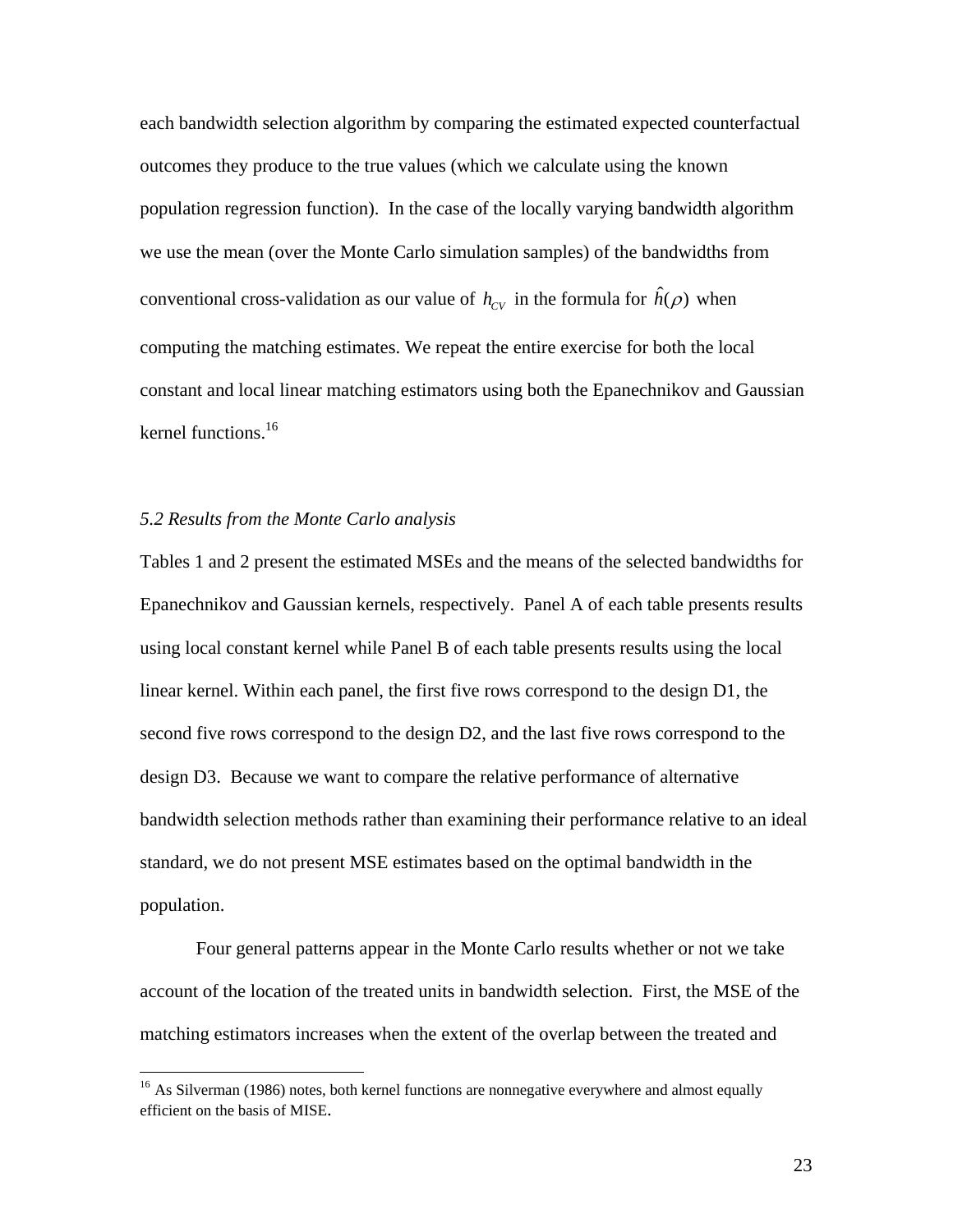each bandwidth selection algorithm by comparing the estimated expected counterfactual outcomes they produce to the true values (which we calculate using the known population regression function). In the case of the locally varying bandwidth algorithm we use the mean (over the Monte Carlo simulation samples) of the bandwidths from conventional cross-validation as our value of $h_{CV}$ in the formula for $\hat{h}(\rho)$ when computing the matching estimates. We repeat the entire exercise for both the local constant and local linear matching estimators using both the Epanechnikov and Gaussian kernel functions.[16]

*5.2 Results from the Monte Carlo analysis*

Tables 1 and 2 present the estimated MSEs and the means of the selected bandwidths for Epanechnikov and Gaussian kernels, respectively. Panel A of each table presents results using local constant kernel while Panel B of each table presents results using the local linear kernel. Within each panel, the first five rows correspond to the design D1, the second five rows correspond to the design D2, and the last five rows correspond to the design D3. Because we want to compare the relative performance of alternative bandwidth selection methods rather than examining their performance relative to an ideal standard, we do not present MSE estimates based on the optimal bandwidth in the population.

Four general patterns appear in the Monte Carlo results whether or not we take account of the location of the treated units in bandwidth selection. First, the MSE of the matching estimators increases when the extent of the overlap between the treated and

[16] As Silverman (1986) notes, both kernel functions are nonnegative everywhere and almost equally efficient on the basis of MISE.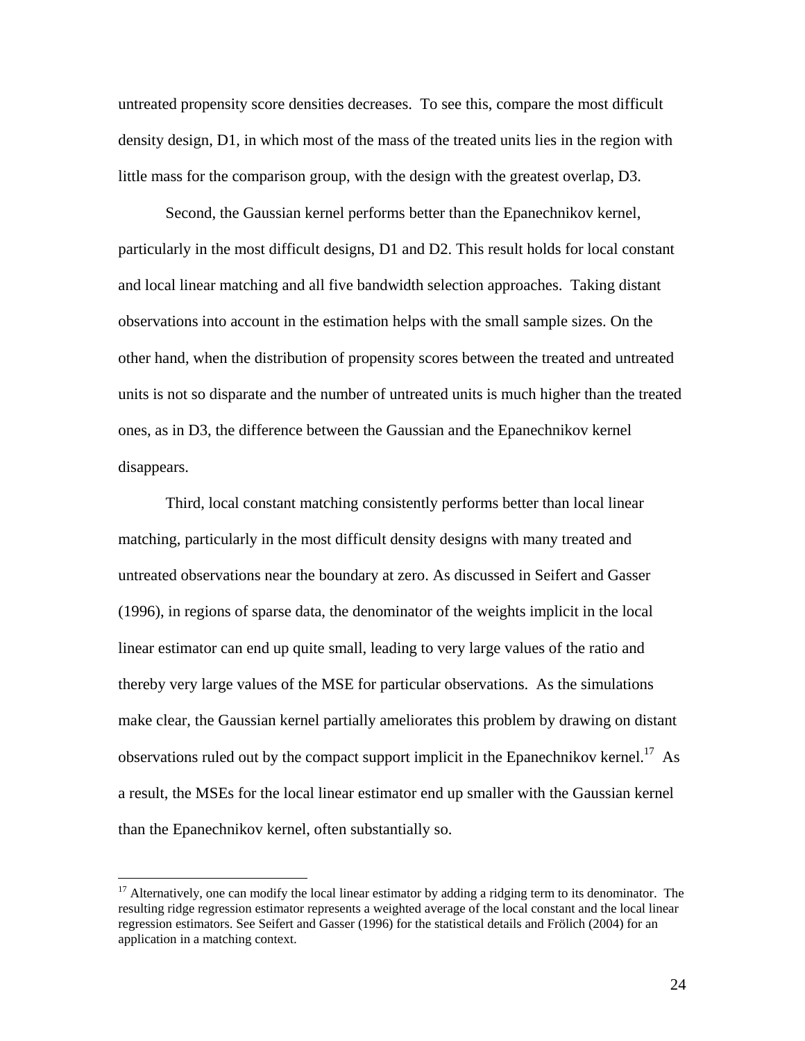untreated propensity score densities decreases. To see this, compare the most difficult density design, D1, in which most of the mass of the treated units lies in the region with little mass for the comparison group, with the design with the greatest overlap, D3.

Second, the Gaussian kernel performs better than the Epanechnikov kernel, particularly in the most difficult designs, D1 and D2. This result holds for local constant and local linear matching and all five bandwidth selection approaches. Taking distant observations into account in the estimation helps with the small sample sizes. On the other hand, when the distribution of propensity scores between the treated and untreated units is not so disparate and the number of untreated units is much higher than the treated ones, as in D3, the difference between the Gaussian and the Epanechnikov kernel disappears.

Third, local constant matching consistently performs better than local linear matching, particularly in the most difficult density designs with many treated and untreated observations near the boundary at zero. As discussed in Seifert and Gasser (1996), in regions of sparse data, the denominator of the weights implicit in the local linear estimator can end up quite small, leading to very large values of the ratio and thereby very large values of the MSE for particular observations. As the simulations make clear, the Gaussian kernel partially ameliorates this problem by drawing on distant observations ruled out by the compact support implicit in the Epanechnikov kernel.[17] As a result, the MSEs for the local linear estimator end up smaller with the Gaussian kernel than the Epanechnikov kernel, often substantially so.

---

[17] Alternatively, one can modify the local linear estimator by adding a ridging term to its denominator. The resulting ridge regression estimator represents a weighted average of the local constant and the local linear regression estimators. See Seifert and Gasser (1996) for the statistical details and Frölich (2004) for an application in a matching context.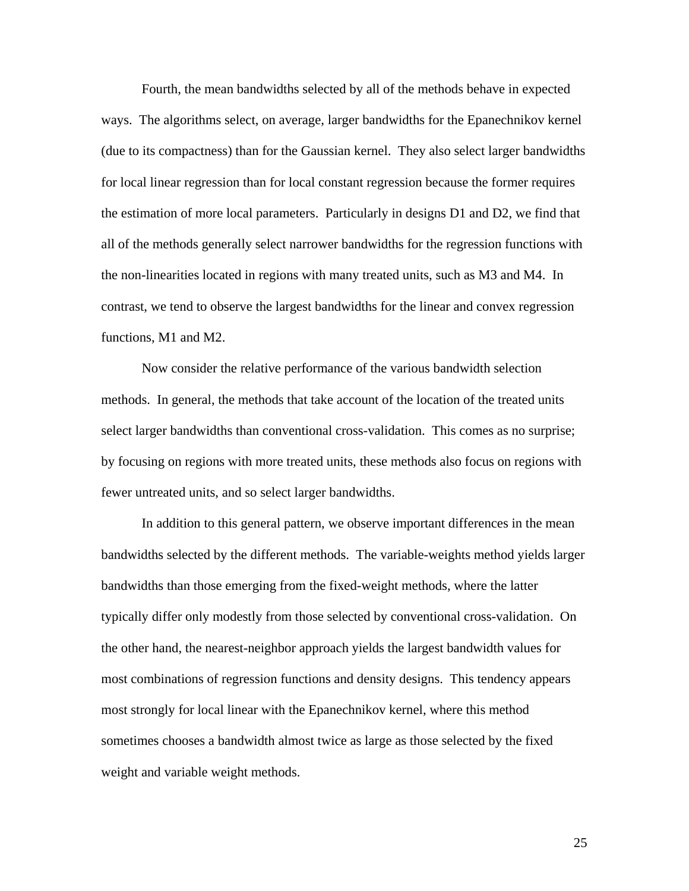Fourth, the mean bandwidths selected by all of the methods behave in expected ways. The algorithms select, on average, larger bandwidths for the Epanechnikov kernel (due to its compactness) than for the Gaussian kernel. They also select larger bandwidths for local linear regression than for local constant regression because the former requires the estimation of more local parameters. Particularly in designs D1 and D2, we find that all of the methods generally select narrower bandwidths for the regression functions with the non-linearities located in regions with many treated units, such as M3 and M4. In contrast, we tend to observe the largest bandwidths for the linear and convex regression functions, M1 and M2.

Now consider the relative performance of the various bandwidth selection methods. In general, the methods that take account of the location of the treated units select larger bandwidths than conventional cross-validation. This comes as no surprise; by focusing on regions with more treated units, these methods also focus on regions with fewer untreated units, and so select larger bandwidths.

In addition to this general pattern, we observe important differences in the mean bandwidths selected by the different methods. The variable-weights method yields larger bandwidths than those emerging from the fixed-weight methods, where the latter typically differ only modestly from those selected by conventional cross-validation. On the other hand, the nearest-neighbor approach yields the largest bandwidth values for most combinations of regression functions and density designs. This tendency appears most strongly for local linear with the Epanechnikov kernel, where this method sometimes chooses a bandwidth almost twice as large as those selected by the fixed weight and variable weight methods.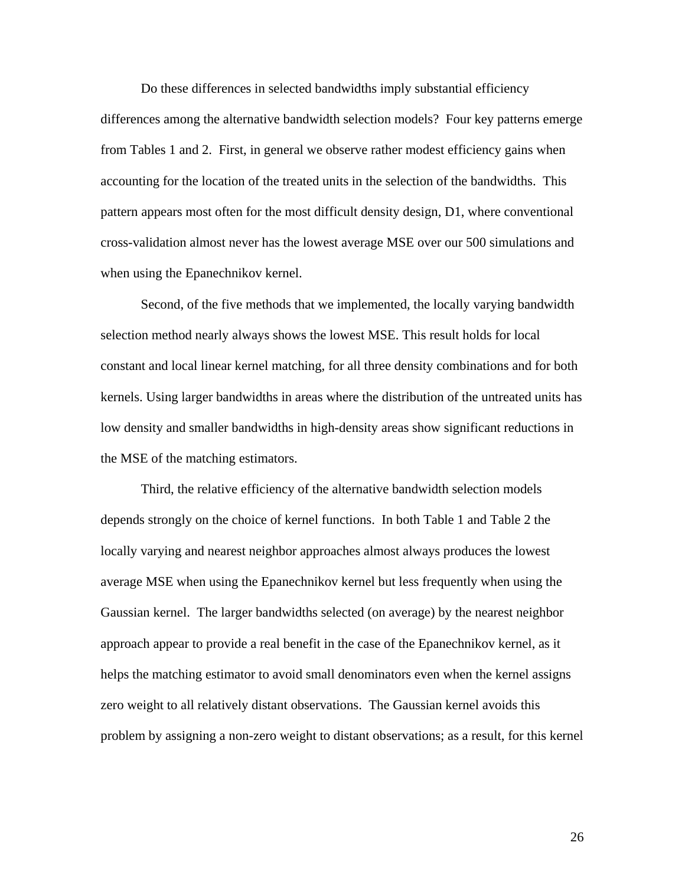Do these differences in selected bandwidths imply substantial efficiency differences among the alternative bandwidth selection models? Four key patterns emerge from Tables 1 and 2. First, in general we observe rather modest efficiency gains when accounting for the location of the treated units in the selection of the bandwidths. This pattern appears most often for the most difficult density design, D1, where conventional cross-validation almost never has the lowest average MSE over our 500 simulations and when using the Epanechnikov kernel.

Second, of the five methods that we implemented, the locally varying bandwidth selection method nearly always shows the lowest MSE. This result holds for local constant and local linear kernel matching, for all three density combinations and for both kernels. Using larger bandwidths in areas where the distribution of the untreated units has low density and smaller bandwidths in high-density areas show significant reductions in the MSE of the matching estimators.

Third, the relative efficiency of the alternative bandwidth selection models depends strongly on the choice of kernel functions. In both Table 1 and Table 2 the locally varying and nearest neighbor approaches almost always produces the lowest average MSE when using the Epanechnikov kernel but less frequently when using the Gaussian kernel. The larger bandwidths selected (on average) by the nearest neighbor approach appear to provide a real benefit in the case of the Epanechnikov kernel, as it helps the matching estimator to avoid small denominators even when the kernel assigns zero weight to all relatively distant observations. The Gaussian kernel avoids this problem by assigning a non-zero weight to distant observations; as a result, for this kernel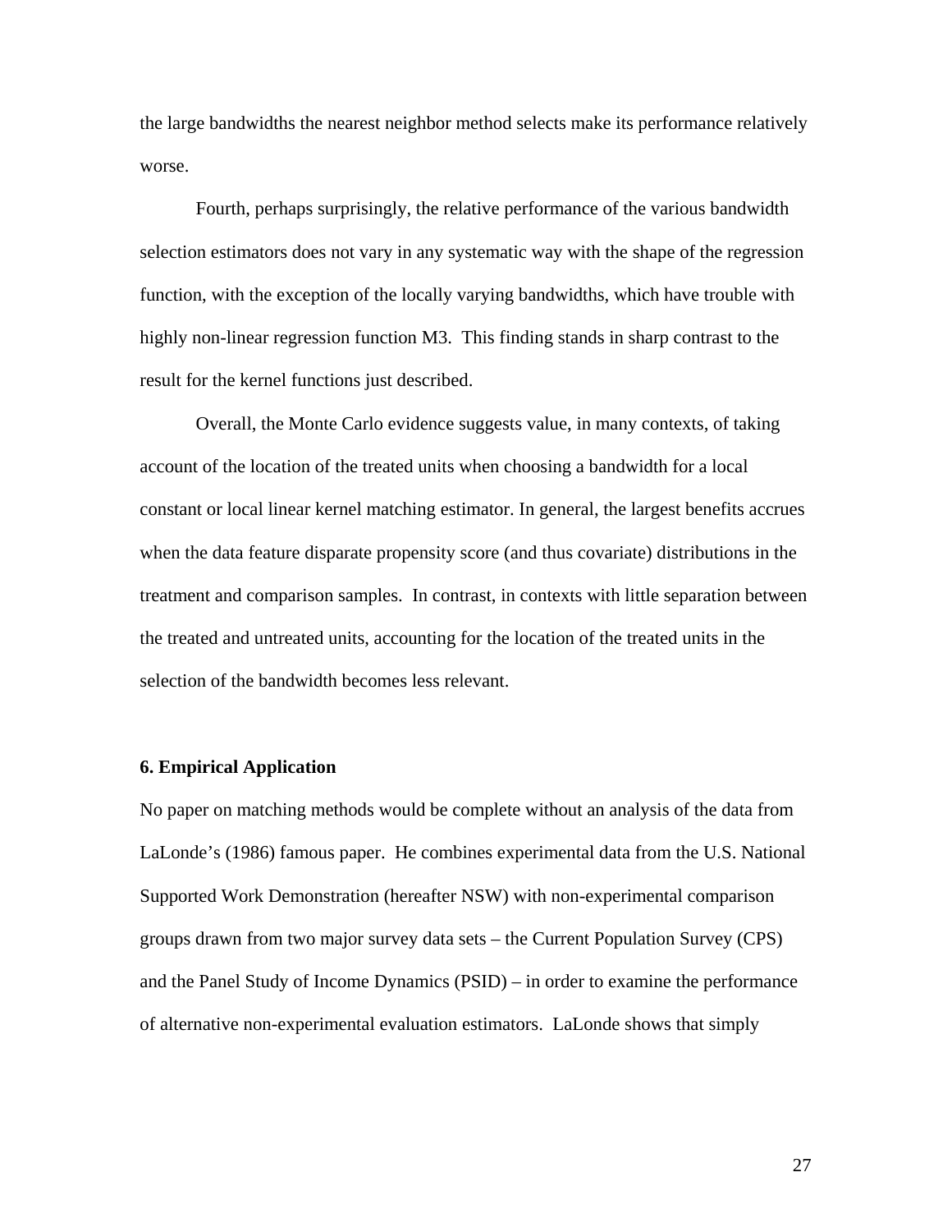the large bandwidths the nearest neighbor method selects make its performance relatively worse.

Fourth, perhaps surprisingly, the relative performance of the various bandwidth selection estimators does not vary in any systematic way with the shape of the regression function, with the exception of the locally varying bandwidths, which have trouble with highly non-linear regression function M3. This finding stands in sharp contrast to the result for the kernel functions just described.

Overall, the Monte Carlo evidence suggests value, in many contexts, of taking account of the location of the treated units when choosing a bandwidth for a local constant or local linear kernel matching estimator. In general, the largest benefits accrues when the data feature disparate propensity score (and thus covariate) distributions in the treatment and comparison samples. In contrast, in contexts with little separation between the treated and untreated units, accounting for the location of the treated units in the selection of the bandwidth becomes less relevant.

## 6. Empirical Application

No paper on matching methods would be complete without an analysis of the data from LaLonde's (1986) famous paper. He combines experimental data from the U.S. National Supported Work Demonstration (hereafter NSW) with non-experimental comparison groups drawn from two major survey data sets – the Current Population Survey (CPS) and the Panel Study of Income Dynamics (PSID) – in order to examine the performance of alternative non-experimental evaluation estimators. LaLonde shows that simply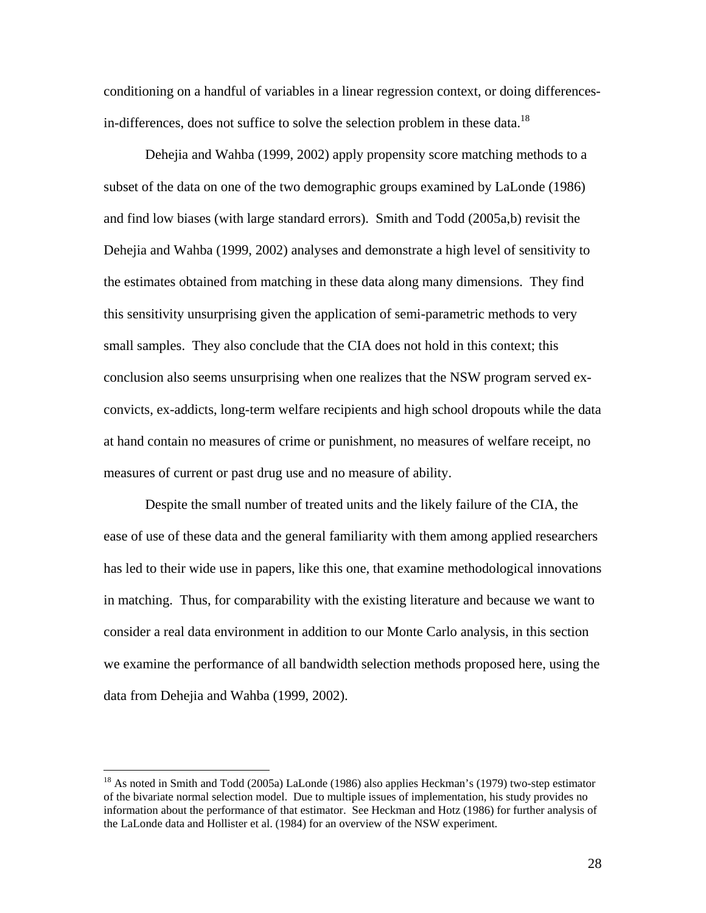conditioning on a handful of variables in a linear regression context, or doing differences-in-differences, does not suffice to solve the selection problem in these data.[18]

Dehejia and Wahba (1999, 2002) apply propensity score matching methods to a subset of the data on one of the two demographic groups examined by LaLonde (1986) and find low biases (with large standard errors). Smith and Todd (2005a,b) revisit the Dehejia and Wahba (1999, 2002) analyses and demonstrate a high level of sensitivity to the estimates obtained from matching in these data along many dimensions. They find this sensitivity unsurprising given the application of semi-parametric methods to very small samples. They also conclude that the CIA does not hold in this context; this conclusion also seems unsurprising when one realizes that the NSW program served ex-convicts, ex-addicts, long-term welfare recipients and high school dropouts while the data at hand contain no measures of crime or punishment, no measures of welfare receipt, no measures of current or past drug use and no measure of ability.

Despite the small number of treated units and the likely failure of the CIA, the ease of use of these data and the general familiarity with them among applied researchers has led to their wide use in papers, like this one, that examine methodological innovations in matching. Thus, for comparability with the existing literature and because we want to consider a real data environment in addition to our Monte Carlo analysis, in this section we examine the performance of all bandwidth selection methods proposed here, using the data from Dehejia and Wahba (1999, 2002).

[18] As noted in Smith and Todd (2005a) LaLonde (1986) also applies Heckman's (1979) two-step estimator of the bivariate normal selection model. Due to multiple issues of implementation, his study provides no information about the performance of that estimator. See Heckman and Hotz (1986) for further analysis of the LaLonde data and Hollister et al. (1984) for an overview of the NSW experiment.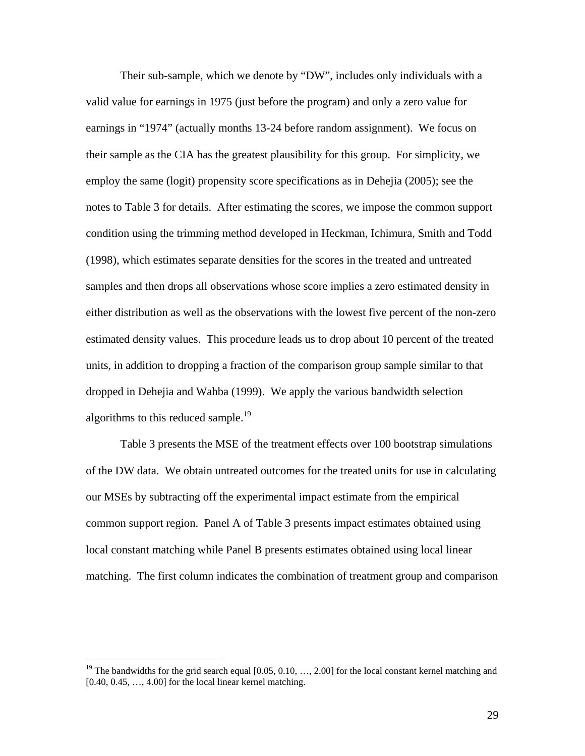Their sub-sample, which we denote by "DW", includes only individuals with a valid value for earnings in 1975 (just before the program) and only a zero value for earnings in "1974" (actually months 13-24 before random assignment). We focus on their sample as the CIA has the greatest plausibility for this group. For simplicity, we employ the same (logit) propensity score specifications as in Dehejia (2005); see the notes to Table 3 for details. After estimating the scores, we impose the common support condition using the trimming method developed in Heckman, Ichimura, Smith and Todd (1998), which estimates separate densities for the scores in the treated and untreated samples and then drops all observations whose score implies a zero estimated density in either distribution as well as the observations with the lowest five percent of the non-zero estimated density values. This procedure leads us to drop about 10 percent of the treated units, in addition to dropping a fraction of the comparison group sample similar to that dropped in Dehejia and Wahba (1999). We apply the various bandwidth selection algorithms to this reduced sample.[19]

Table 3 presents the MSE of the treatment effects over 100 bootstrap simulations of the DW data. We obtain untreated outcomes for the treated units for use in calculating our MSEs by subtracting off the experimental impact estimate from the empirical common support region. Panel A of Table 3 presents impact estimates obtained using local constant matching while Panel B presents estimates obtained using local linear matching. The first column indicates the combination of treatment group and comparison

[19] The bandwidths for the grid search equal [0.05, 0.10, …, 2.00] for the local constant kernel matching and [0.40, 0.45, …, 4.00] for the local linear kernel matching.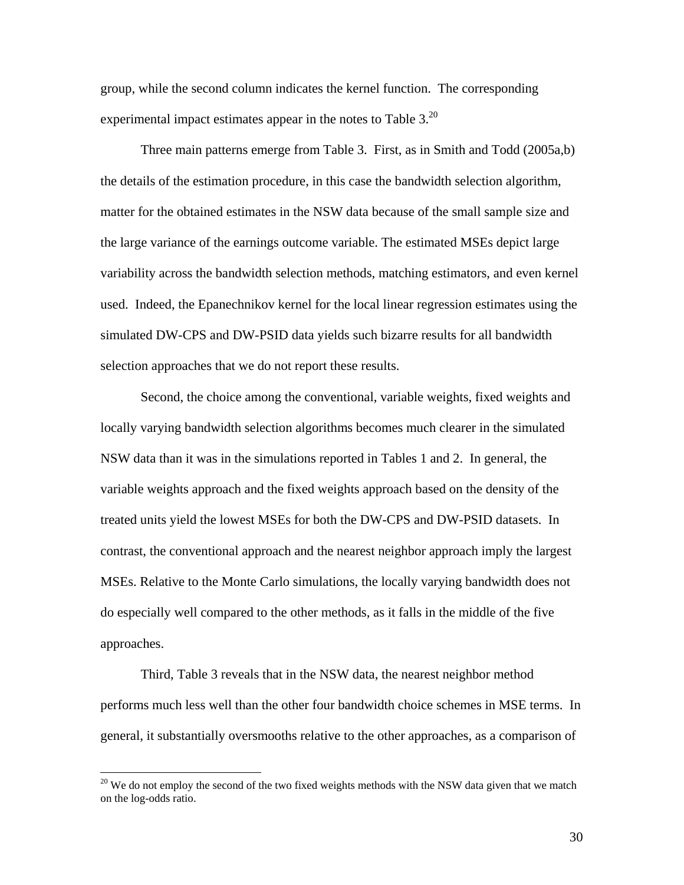group, while the second column indicates the kernel function. The corresponding experimental impact estimates appear in the notes to Table 3.[20]

Three main patterns emerge from Table 3. First, as in Smith and Todd (2005a,b) the details of the estimation procedure, in this case the bandwidth selection algorithm, matter for the obtained estimates in the NSW data because of the small sample size and the large variance of the earnings outcome variable. The estimated MSEs depict large variability across the bandwidth selection methods, matching estimators, and even kernel used. Indeed, the Epanechnikov kernel for the local linear regression estimates using the simulated DW-CPS and DW-PSID data yields such bizarre results for all bandwidth selection approaches that we do not report these results.

Second, the choice among the conventional, variable weights, fixed weights and locally varying bandwidth selection algorithms becomes much clearer in the simulated NSW data than it was in the simulations reported in Tables 1 and 2. In general, the variable weights approach and the fixed weights approach based on the density of the treated units yield the lowest MSEs for both the DW-CPS and DW-PSID datasets. In contrast, the conventional approach and the nearest neighbor approach imply the largest MSEs. Relative to the Monte Carlo simulations, the locally varying bandwidth does not do especially well compared to the other methods, as it falls in the middle of the five approaches.

Third, Table 3 reveals that in the NSW data, the nearest neighbor method performs much less well than the other four bandwidth choice schemes in MSE terms. In general, it substantially oversmooths relative to the other approaches, as a comparison of

[20] We do not employ the second of the two fixed weights methods with the NSW data given that we match on the log-odds ratio.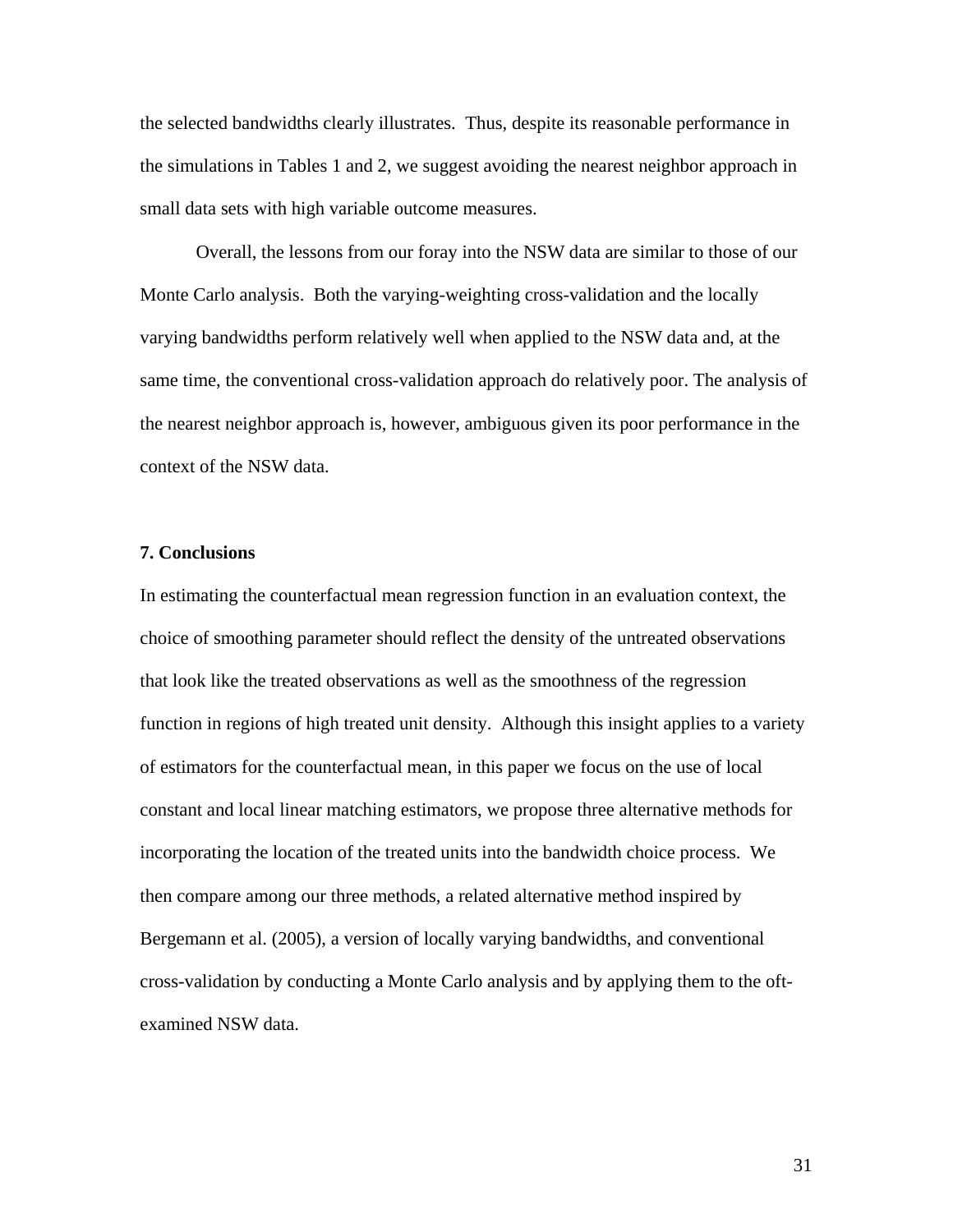the selected bandwidths clearly illustrates. Thus, despite its reasonable performance in the simulations in Tables 1 and 2, we suggest avoiding the nearest neighbor approach in small data sets with high variable outcome measures.

Overall, the lessons from our foray into the NSW data are similar to those of our Monte Carlo analysis. Both the varying-weighting cross-validation and the locally varying bandwidths perform relatively well when applied to the NSW data and, at the same time, the conventional cross-validation approach do relatively poor. The analysis of the nearest neighbor approach is, however, ambiguous given its poor performance in the context of the NSW data.

## 7. Conclusions

In estimating the counterfactual mean regression function in an evaluation context, the choice of smoothing parameter should reflect the density of the untreated observations that look like the treated observations as well as the smoothness of the regression function in regions of high treated unit density. Although this insight applies to a variety of estimators for the counterfactual mean, in this paper we focus on the use of local constant and local linear matching estimators, we propose three alternative methods for incorporating the location of the treated units into the bandwidth choice process. We then compare among our three methods, a related alternative method inspired by Bergemann et al. (2005), a version of locally varying bandwidths, and conventional cross-validation by conducting a Monte Carlo analysis and by applying them to the oft-examined NSW data.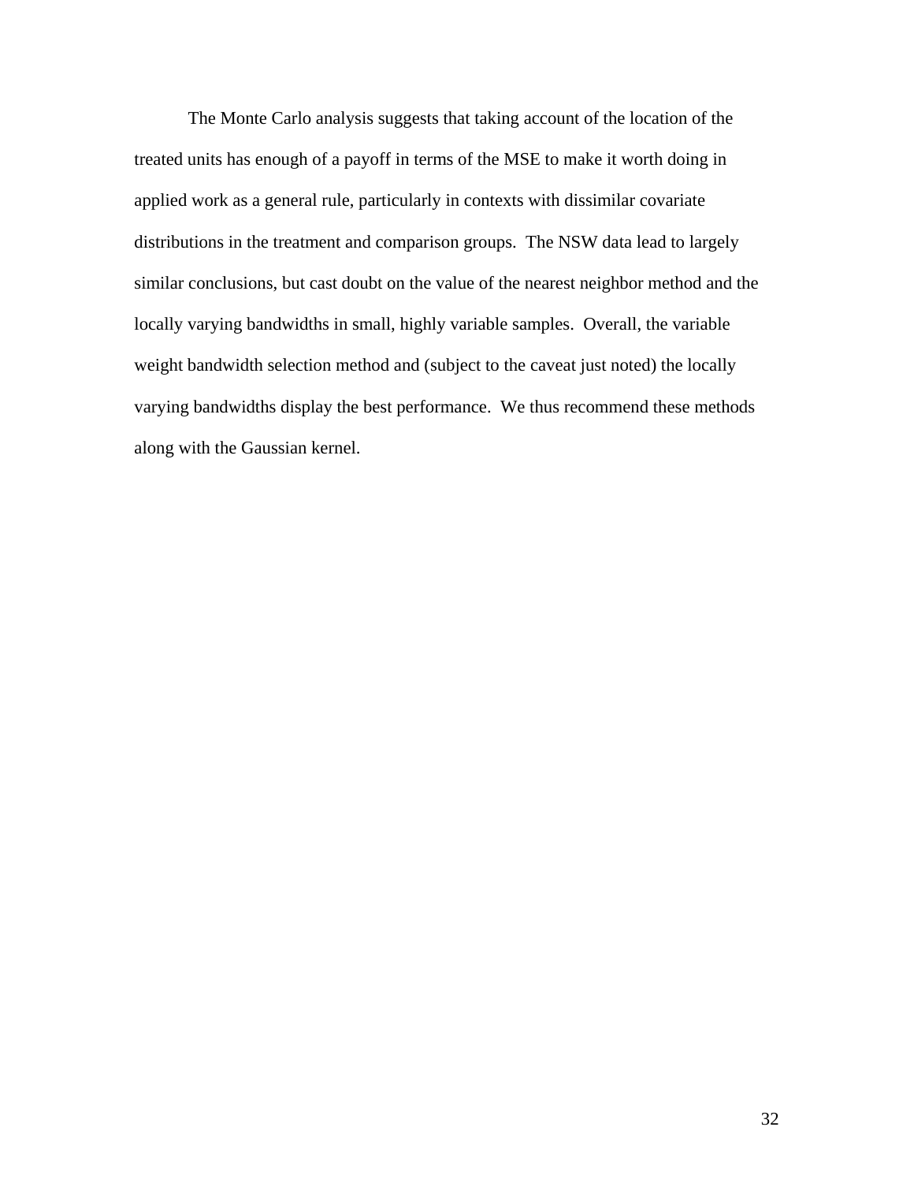The Monte Carlo analysis suggests that taking account of the location of the treated units has enough of a payoff in terms of the MSE to make it worth doing in applied work as a general rule, particularly in contexts with dissimilar covariate distributions in the treatment and comparison groups. The NSW data lead to largely similar conclusions, but cast doubt on the value of the nearest neighbor method and the locally varying bandwidths in small, highly variable samples. Overall, the variable weight bandwidth selection method and (subject to the caveat just noted) the locally varying bandwidths display the best performance. We thus recommend these methods along with the Gaussian kernel.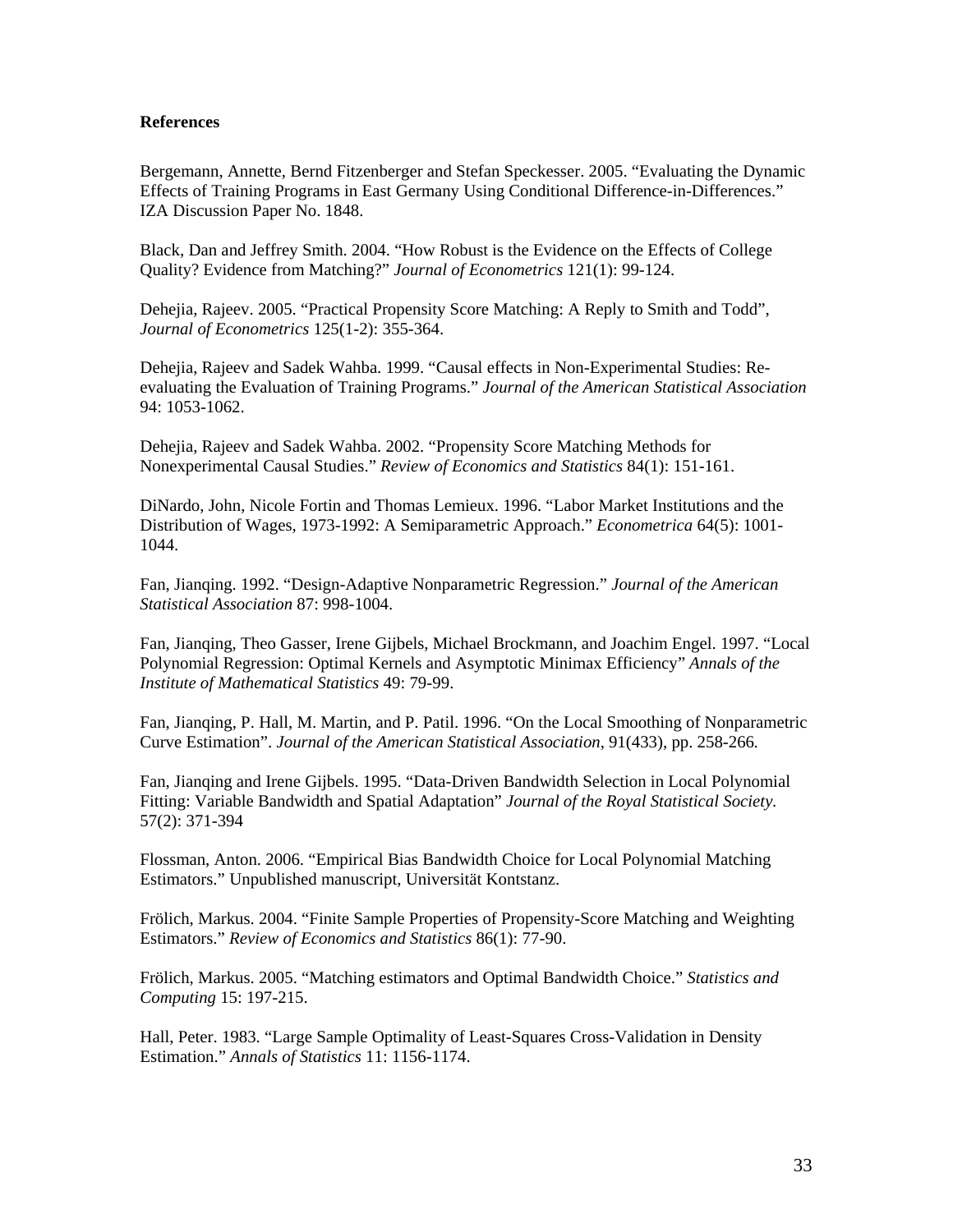**References**

Bergemann, Annette, Bernd Fitzenberger and Stefan Speckesser. 2005. "Evaluating the Dynamic Effects of Training Programs in East Germany Using Conditional Difference-in-Differences." IZA Discussion Paper No. 1848.

Black, Dan and Jeffrey Smith. 2004. "How Robust is the Evidence on the Effects of College Quality? Evidence from Matching?" *Journal of Econometrics* 121(1): 99-124.

Dehejia, Rajeev. 2005. "Practical Propensity Score Matching: A Reply to Smith and Todd", *Journal of Econometrics* 125(1-2): 355-364.

Dehejia, Rajeev and Sadek Wahba. 1999. "Causal effects in Non-Experimental Studies: Re-evaluating the Evaluation of Training Programs." *Journal of the American Statistical Association* 94: 1053-1062.

Dehejia, Rajeev and Sadek Wahba. 2002. "Propensity Score Matching Methods for Nonexperimental Causal Studies." *Review of Economics and Statistics* 84(1): 151-161.

DiNardo, John, Nicole Fortin and Thomas Lemieux. 1996. "Labor Market Institutions and the Distribution of Wages, 1973-1992: A Semiparametric Approach." *Econometrica* 64(5): 1001-1044.

Fan, Jianqing. 1992. "Design-Adaptive Nonparametric Regression." *Journal of the American Statistical Association* 87: 998-1004.

Fan, Jianqing, Theo Gasser, Irene Gijbels, Michael Brockmann, and Joachim Engel. 1997. "Local Polynomial Regression: Optimal Kernels and Asymptotic Minimax Efficiency" *Annals of the Institute of Mathematical Statistics* 49: 79-99.

Fan, Jianqing, P. Hall, M. Martin, and P. Patil. 1996. "On the Local Smoothing of Nonparametric Curve Estimation". *Journal of the American Statistical Association*, 91(433), pp. 258-266.

Fan, Jianqing and Irene Gijbels. 1995. "Data-Driven Bandwidth Selection in Local Polynomial Fitting: Variable Bandwidth and Spatial Adaptation" *Journal of the Royal Statistical Society*. 57(2): 371-394

Flossman, Anton. 2006. "Empirical Bias Bandwidth Choice for Local Polynomial Matching Estimators." Unpublished manuscript, Universität Kontstanz.

Frölich, Markus. 2004. "Finite Sample Properties of Propensity-Score Matching and Weighting Estimators." *Review of Economics and Statistics* 86(1): 77-90.

Frölich, Markus. 2005. "Matching estimators and Optimal Bandwidth Choice." *Statistics and Computing* 15: 197-215.

Hall, Peter. 1983. "Large Sample Optimality of Least-Squares Cross-Validation in Density Estimation." *Annals of Statistics* 11: 1156-1174.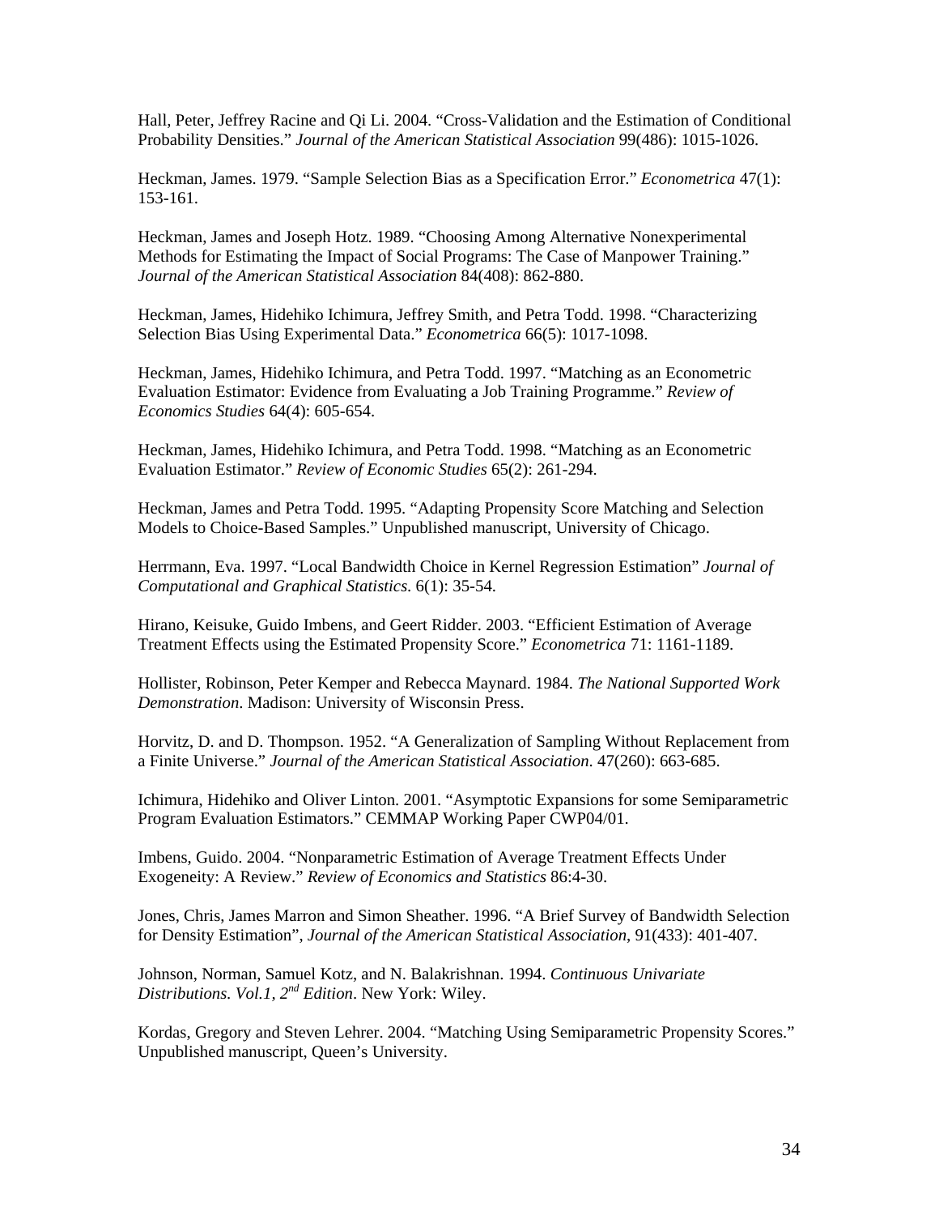Hall, Peter, Jeffrey Racine and Qi Li. 2004. "Cross-Validation and the Estimation of Conditional Probability Densities." *Journal of the American Statistical Association* 99(486): 1015-1026.

Heckman, James. 1979. "Sample Selection Bias as a Specification Error." *Econometrica* 47(1): 153-161.

Heckman, James and Joseph Hotz. 1989. "Choosing Among Alternative Nonexperimental Methods for Estimating the Impact of Social Programs: The Case of Manpower Training." *Journal of the American Statistical Association* 84(408): 862-880.

Heckman, James, Hidehiko Ichimura, Jeffrey Smith, and Petra Todd. 1998. "Characterizing Selection Bias Using Experimental Data." *Econometrica* 66(5): 1017-1098.

Heckman, James, Hidehiko Ichimura, and Petra Todd. 1997. "Matching as an Econometric Evaluation Estimator: Evidence from Evaluating a Job Training Programme." *Review of Economics Studies* 64(4): 605-654.

Heckman, James, Hidehiko Ichimura, and Petra Todd. 1998. "Matching as an Econometric Evaluation Estimator." *Review of Economic Studies* 65(2): 261-294.

Heckman, James and Petra Todd. 1995. "Adapting Propensity Score Matching and Selection Models to Choice-Based Samples." Unpublished manuscript, University of Chicago.

Herrmann, Eva. 1997. "Local Bandwidth Choice in Kernel Regression Estimation" *Journal of Computational and Graphical Statistics*. 6(1): 35-54.

Hirano, Keisuke, Guido Imbens, and Geert Ridder. 2003. "Efficient Estimation of Average Treatment Effects using the Estimated Propensity Score." *Econometrica* 71: 1161-1189.

Hollister, Robinson, Peter Kemper and Rebecca Maynard. 1984. *The National Supported Work Demonstration*. Madison: University of Wisconsin Press.

Horvitz, D. and D. Thompson. 1952. "A Generalization of Sampling Without Replacement from a Finite Universe." *Journal of the American Statistical Association*. 47(260): 663-685.

Ichimura, Hidehiko and Oliver Linton. 2001. "Asymptotic Expansions for some Semiparametric Program Evaluation Estimators." CEMMAP Working Paper CWP04/01.

Imbens, Guido. 2004. "Nonparametric Estimation of Average Treatment Effects Under Exogeneity: A Review." *Review of Economics and Statistics* 86:4-30.

Jones, Chris, James Marron and Simon Sheather. 1996. "A Brief Survey of Bandwidth Selection for Density Estimation", *Journal of the American Statistical Association*, 91(433): 401-407.

Johnson, Norman, Samuel Kotz, and N. Balakrishnan. 1994. *Continuous Univariate Distributions. Vol.1, 2nd Edition*. New York: Wiley.

Kordas, Gregory and Steven Lehrer. 2004. "Matching Using Semiparametric Propensity Scores." Unpublished manuscript, Queen's University.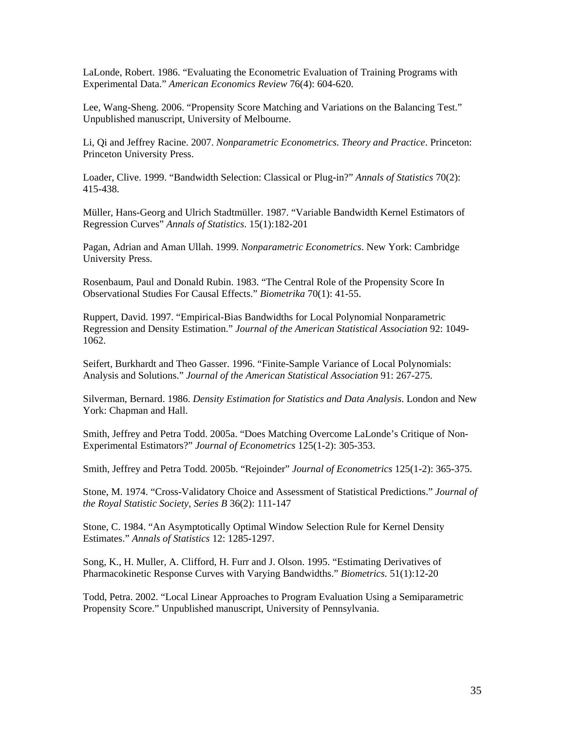LaLonde, Robert. 1986. "Evaluating the Econometric Evaluation of Training Programs with Experimental Data." *American Economics Review* 76(4): 604-620.

Lee, Wang-Sheng. 2006. "Propensity Score Matching and Variations on the Balancing Test." Unpublished manuscript, University of Melbourne.

Li, Qi and Jeffrey Racine. 2007. *Nonparametric Econometrics. Theory and Practice*. Princeton: Princeton University Press.

Loader, Clive. 1999. "Bandwidth Selection: Classical or Plug-in?" *Annals of Statistics* 70(2): 415-438.

Müller, Hans-Georg and Ulrich Stadtmüller. 1987. "Variable Bandwidth Kernel Estimators of Regression Curves" *Annals of Statistics*. 15(1):182-201

Pagan, Adrian and Aman Ullah. 1999. *Nonparametric Econometrics*. New York: Cambridge University Press.

Rosenbaum, Paul and Donald Rubin. 1983. "The Central Role of the Propensity Score In Observational Studies For Causal Effects." *Biometrika* 70(1): 41-55.

Ruppert, David. 1997. "Empirical-Bias Bandwidths for Local Polynomial Nonparametric Regression and Density Estimation." *Journal of the American Statistical Association* 92: 1049-1062.

Seifert, Burkhardt and Theo Gasser. 1996. "Finite-Sample Variance of Local Polynomials: Analysis and Solutions." *Journal of the American Statistical Association* 91: 267-275.

Silverman, Bernard. 1986. *Density Estimation for Statistics and Data Analysis*. London and New York: Chapman and Hall.

Smith, Jeffrey and Petra Todd. 2005a. "Does Matching Overcome LaLonde's Critique of Non-Experimental Estimators?" *Journal of Econometrics* 125(1-2): 305-353.

Smith, Jeffrey and Petra Todd. 2005b. "Rejoinder" *Journal of Econometrics* 125(1-2): 365-375.

Stone, M. 1974. "Cross-Validatory Choice and Assessment of Statistical Predictions." *Journal of the Royal Statistic Society, Series B* 36(2): 111-147

Stone, C. 1984. "An Asymptotically Optimal Window Selection Rule for Kernel Density Estimates." *Annals of Statistics* 12: 1285-1297.

Song, K., H. Muller, A. Clifford, H. Furr and J. Olson. 1995. "Estimating Derivatives of Pharmacokinetic Response Curves with Varying Bandwidths." *Biometrics.* 51(1):12-20

Todd, Petra. 2002. "Local Linear Approaches to Program Evaluation Using a Semiparametric Propensity Score." Unpublished manuscript, University of Pennsylvania.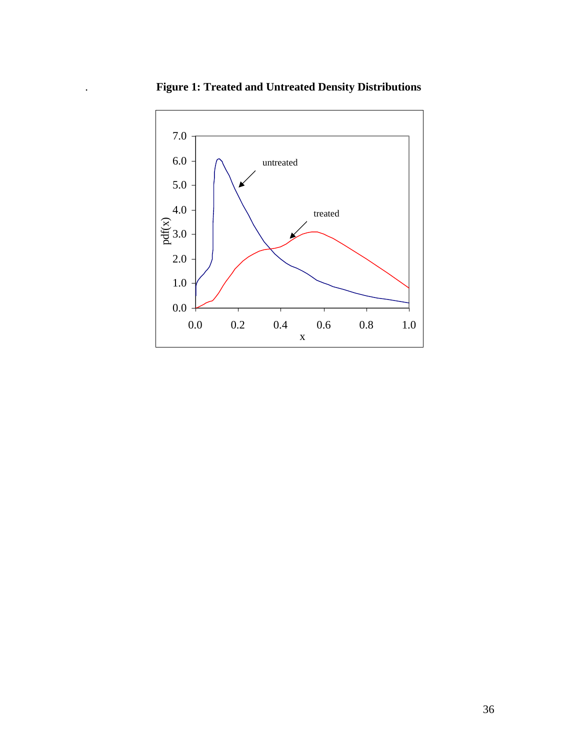**Figure 1: Treated and Untreated Density Distributions**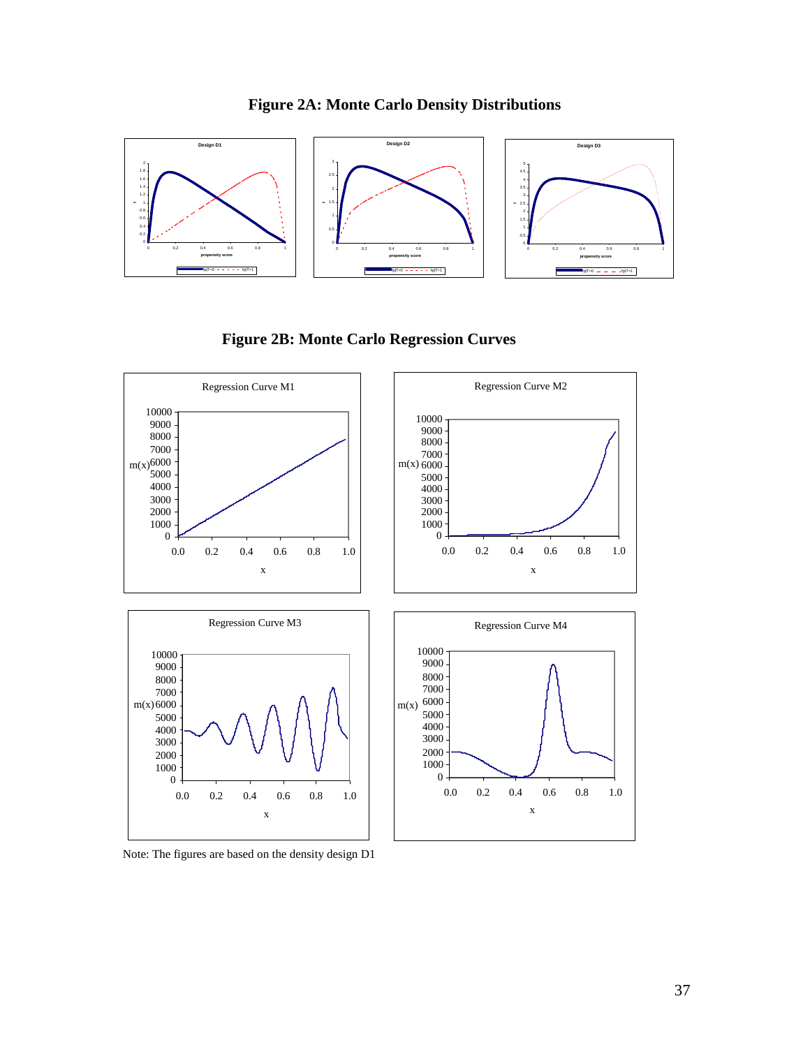# Figure 2A: Monte Carlo Density Distributions

# Figure 2B: Monte Carlo Regression Curves

Note: The figures are based on the density design D1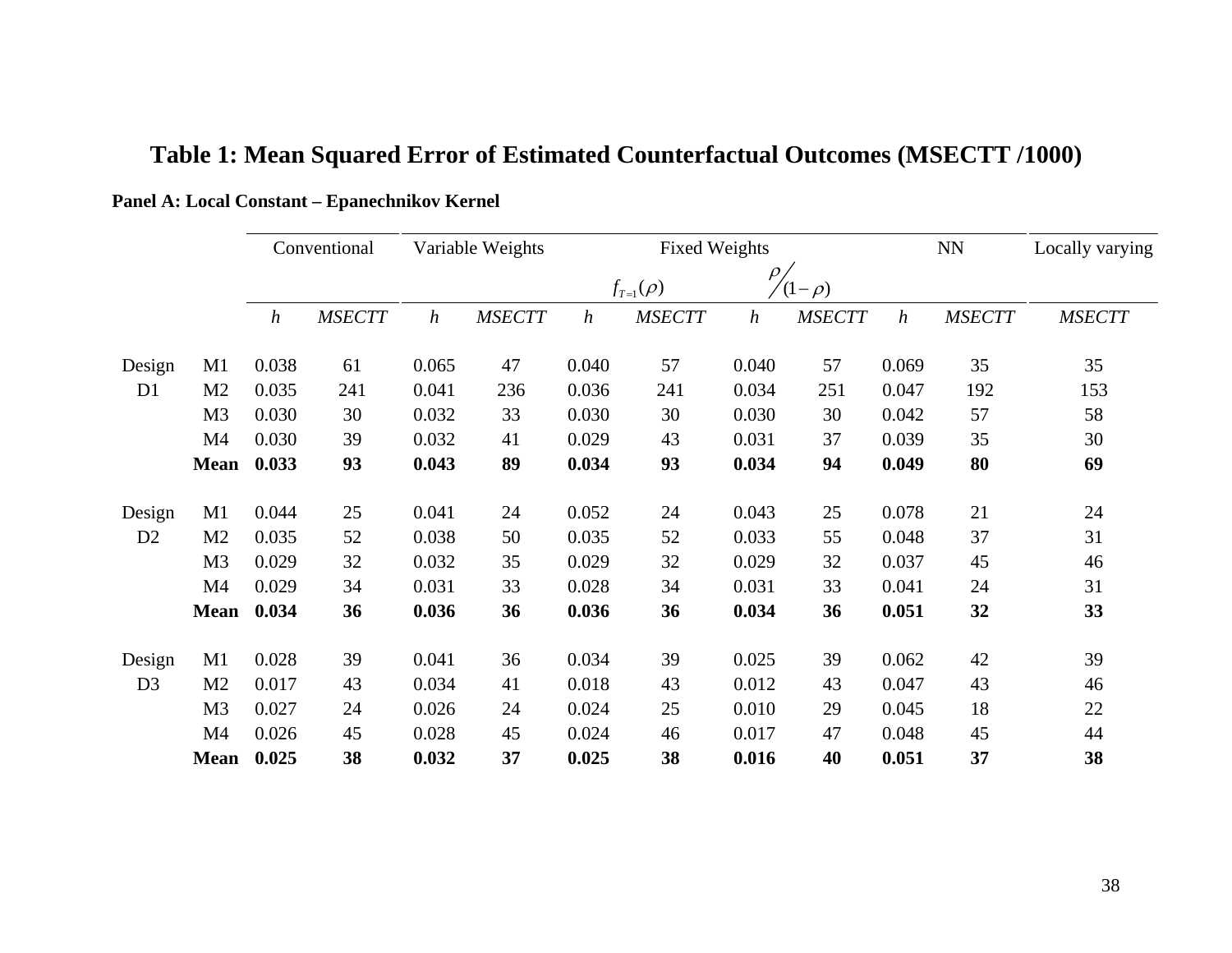# Table 1: Mean Squared Error of Estimated Counterfactual Outcomes (MSECTT /1000)

**Panel A: Local Constant – Epanechnikov Kernel**

| | | Conventional | | Variable Weights | | Fixed Weights | | | | NN | | Locally varying |
|---|---|---|---|---|---|---|---|---|---|---|---|---|
| | | | | | | $f_{T=1}(\rho)$ | | $\rho/(1-\rho)$ | | | | |
| | | *h* | *MSECTT* | *h* | *MSECTT* | *h* | *MSECTT* | *h* | *MSECTT* | *h* | *MSECTT* | *MSECTT* |
| Design D1 | M1 | 0.038 | 61 | 0.065 | 47 | 0.040 | 57 | 0.040 | 57 | 0.069 | 35 | 35 |
| | M2 | 0.035 | 241 | 0.041 | 236 | 0.036 | 241 | 0.034 | 251 | 0.047 | 192 | 153 |
| | M3 | 0.030 | 30 | 0.032 | 33 | 0.030 | 30 | 0.030 | 30 | 0.042 | 57 | 58 |
| | M4 | 0.030 | 39 | 0.032 | 41 | 0.029 | 43 | 0.031 | 37 | 0.039 | 35 | 30 |
| | **Mean** | **0.033** | **93** | **0.043** | **89** | **0.034** | **93** | **0.034** | **94** | **0.049** | **80** | **69** |
| Design D2 | M1 | 0.044 | 25 | 0.041 | 24 | 0.052 | 24 | 0.043 | 25 | 0.078 | 21 | 24 |
| | M2 | 0.035 | 52 | 0.038 | 50 | 0.035 | 52 | 0.033 | 55 | 0.048 | 37 | 31 |
| | M3 | 0.029 | 32 | 0.032 | 35 | 0.029 | 32 | 0.029 | 32 | 0.037 | 45 | 46 |
| | M4 | 0.029 | 34 | 0.031 | 33 | 0.028 | 34 | 0.031 | 33 | 0.041 | 24 | 31 |
| | **Mean** | **0.034** | **36** | **0.036** | **36** | **0.036** | **36** | **0.034** | **36** | **0.051** | **32** | **33** |
| Design D3 | M1 | 0.028 | 39 | 0.041 | 36 | 0.034 | 39 | 0.025 | 39 | 0.062 | 42 | 39 |
| | M2 | 0.017 | 43 | 0.034 | 41 | 0.018 | 43 | 0.012 | 43 | 0.047 | 43 | 46 |
| | M3 | 0.027 | 24 | 0.026 | 24 | 0.024 | 25 | 0.010 | 29 | 0.045 | 18 | 22 |
| | M4 | 0.026 | 45 | 0.028 | 45 | 0.024 | 46 | 0.017 | 47 | 0.048 | 45 | 44 |
| | **Mean** | **0.025** | **38** | **0.032** | **37** | **0.025** | **38** | **0.016** | **40** | **0.051** | **37** | **38** |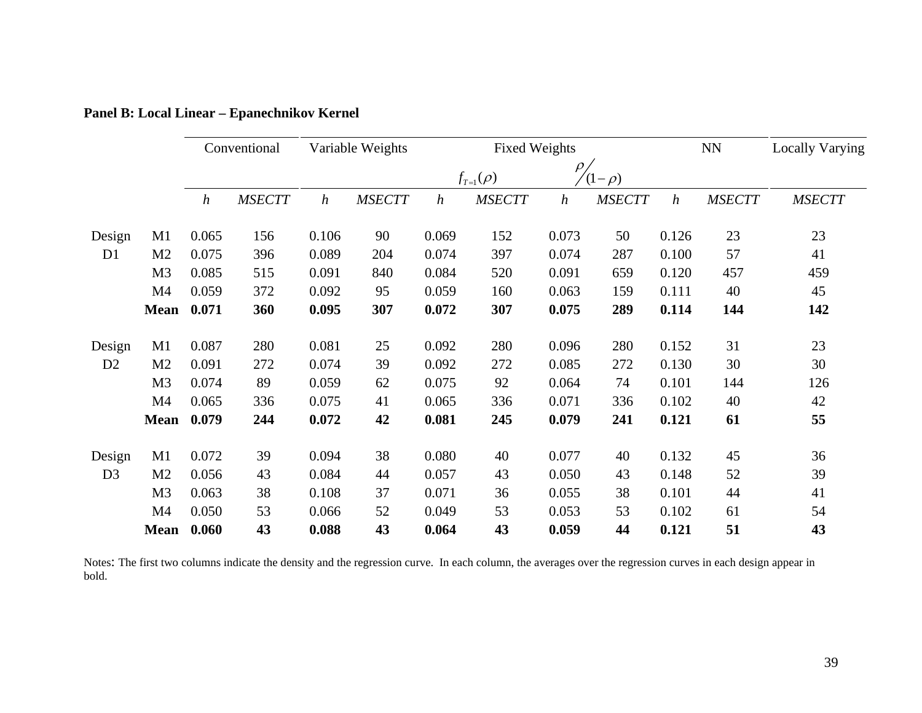**Panel B: Local Linear – Epanechnikov Kernel**

| | | Conventional | | Variable Weights | | Fixed Weights | | | | NN | | Locally Varying |
|---|---|---|---|---|---|---|---|---|---|---|---|---|
| | | | | | | $f_{T=1}(\rho)$ | | $\rho/(1-\rho)$ | | | | |
| | | *h* | *MSECTT* | *h* | *MSECTT* | *h* | *MSECTT* | *h* | *MSECTT* | *h* | *MSECTT* | *MSECTT* |
| Design D1 | M1 | 0.065 | 156 | 0.106 | 90 | 0.069 | 152 | 0.073 | 50 | 0.126 | 23 | 23 |
| | M2 | 0.075 | 396 | 0.089 | 204 | 0.074 | 397 | 0.074 | 287 | 0.100 | 57 | 41 |
| | M3 | 0.085 | 515 | 0.091 | 840 | 0.084 | 520 | 0.091 | 659 | 0.120 | 457 | 459 |
| | M4 | 0.059 | 372 | 0.092 | 95 | 0.059 | 160 | 0.063 | 159 | 0.111 | 40 | 45 |
| | **Mean** | **0.071** | **360** | **0.095** | **307** | **0.072** | **307** | **0.075** | **289** | **0.114** | **144** | **142** |
| Design D2 | M1 | 0.087 | 280 | 0.081 | 25 | 0.092 | 280 | 0.096 | 280 | 0.152 | 31 | 23 |
| | M2 | 0.091 | 272 | 0.074 | 39 | 0.092 | 272 | 0.085 | 272 | 0.130 | 30 | 30 |
| | M3 | 0.074 | 89 | 0.059 | 62 | 0.075 | 92 | 0.064 | 74 | 0.101 | 144 | 126 |
| | M4 | 0.065 | 336 | 0.075 | 41 | 0.065 | 336 | 0.071 | 336 | 0.102 | 40 | 42 |
| | **Mean** | **0.079** | **244** | **0.072** | **42** | **0.081** | **245** | **0.079** | **241** | **0.121** | **61** | **55** |
| Design D3 | M1 | 0.072 | 39 | 0.094 | 38 | 0.080 | 40 | 0.077 | 40 | 0.132 | 45 | 36 |
| | M2 | 0.056 | 43 | 0.084 | 44 | 0.057 | 43 | 0.050 | 43 | 0.148 | 52 | 39 |
| | M3 | 0.063 | 38 | 0.108 | 37 | 0.071 | 36 | 0.055 | 38 | 0.101 | 44 | 41 |
| | M4 | 0.050 | 53 | 0.066 | 52 | 0.049 | 53 | 0.053 | 53 | 0.102 | 61 | 54 |
| | **Mean** | **0.060** | **43** | **0.088** | **43** | **0.064** | **43** | **0.059** | **44** | **0.121** | **51** | **43** |

Notes: The first two columns indicate the density and the regression curve. In each column, the averages over the regression curves in each design appear in bold.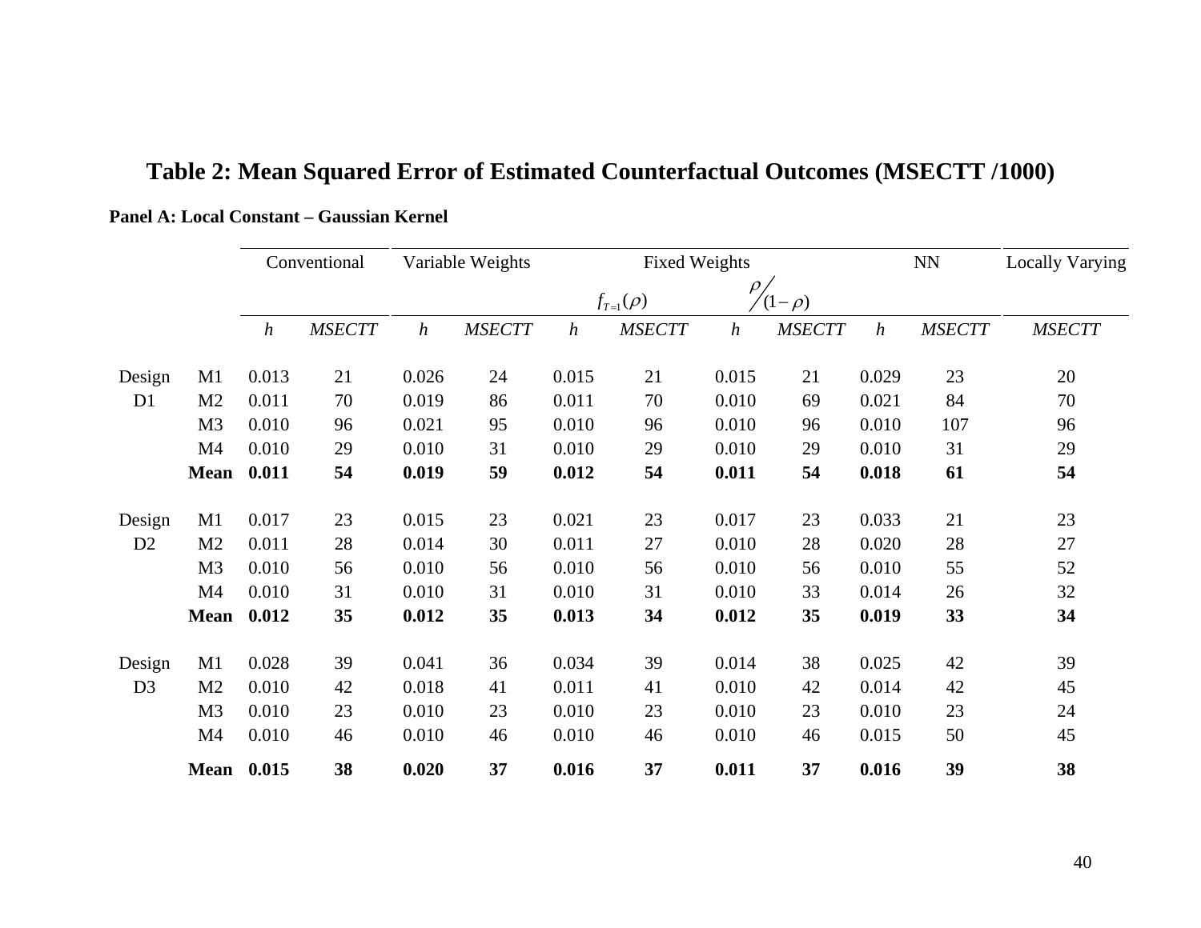# Table 2: Mean Squared Error of Estimated Counterfactual Outcomes (MSECTT /1000)

**Panel A: Local Constant – Gaussian Kernel**

| | | Conventional | | Variable Weights | | Fixed Weights | | | | NN | | Locally Varying |
|---|---|---|---|---|---|---|---|---|---|---|---|---|
| | | | | | | $f_{T=1}(\rho)$ | | $\rho/(1-\rho)$ | | | | |
| | | *h* | *MSECTT* | *h* | *MSECTT* | *h* | *MSECTT* | *h* | *MSECTT* | *h* | *MSECTT* | *MSECTT* |
| Design D1 | M1 | 0.013 | 21 | 0.026 | 24 | 0.015 | 21 | 0.015 | 21 | 0.029 | 23 | 20 |
| | M2 | 0.011 | 70 | 0.019 | 86 | 0.011 | 70 | 0.010 | 69 | 0.021 | 84 | 70 |
| | M3 | 0.010 | 96 | 0.021 | 95 | 0.010 | 96 | 0.010 | 96 | 0.010 | 107 | 96 |
| | M4 | 0.010 | 29 | 0.010 | 31 | 0.010 | 29 | 0.010 | 29 | 0.010 | 31 | 29 |
| | **Mean** | **0.011** | **54** | **0.019** | **59** | **0.012** | **54** | **0.011** | **54** | **0.018** | **61** | **54** |
| Design D2 | M1 | 0.017 | 23 | 0.015 | 23 | 0.021 | 23 | 0.017 | 23 | 0.033 | 21 | 23 |
| | M2 | 0.011 | 28 | 0.014 | 30 | 0.011 | 27 | 0.010 | 28 | 0.020 | 28 | 27 |
| | M3 | 0.010 | 56 | 0.010 | 56 | 0.010 | 56 | 0.010 | 56 | 0.010 | 55 | 52 |
| | M4 | 0.010 | 31 | 0.010 | 31 | 0.010 | 31 | 0.010 | 33 | 0.014 | 26 | 32 |
| | **Mean** | **0.012** | **35** | **0.012** | **35** | **0.013** | **34** | **0.012** | **35** | **0.019** | **33** | **34** |
| Design D3 | M1 | 0.028 | 39 | 0.041 | 36 | 0.034 | 39 | 0.014 | 38 | 0.025 | 42 | 39 |
| | M2 | 0.010 | 42 | 0.018 | 41 | 0.011 | 41 | 0.010 | 42 | 0.014 | 42 | 45 |
| | M3 | 0.010 | 23 | 0.010 | 23 | 0.010 | 23 | 0.010 | 23 | 0.010 | 23 | 24 |
| | M4 | 0.010 | 46 | 0.010 | 46 | 0.010 | 46 | 0.010 | 46 | 0.015 | 50 | 45 |
| | **Mean** | **0.015** | **38** | **0.020** | **37** | **0.016** | **37** | **0.011** | **37** | **0.016** | **39** | **38** |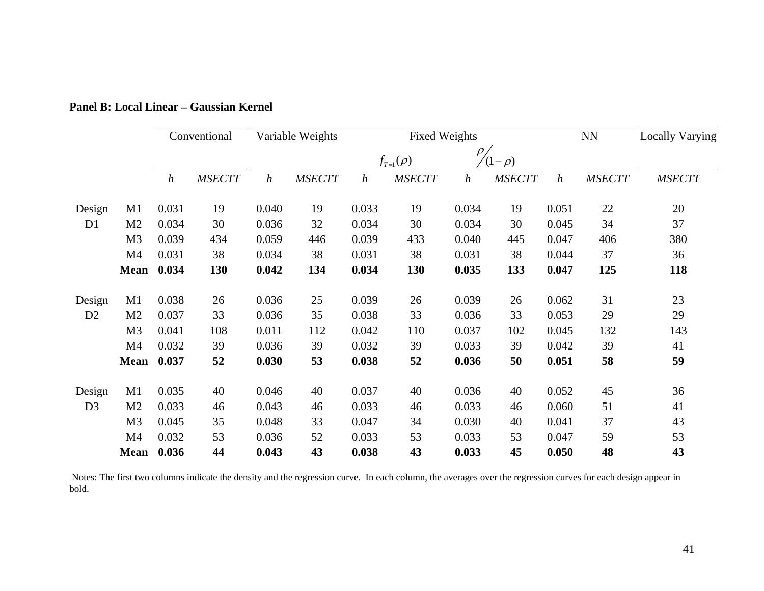**Panel B: Local Linear – Gaussian Kernel**

| | | Conventional | | Variable Weights | | Fixed Weights | | | | NN | | Locally Varying |
|---|---|---|---|---|---|---|---|---|---|---|---|---|
| | | | | | | $f_{T=1}(\rho)$ | | $\rho/(1-\rho)$ | | | | |
| | | *h* | *MSECTT* | *h* | *MSECTT* | *h* | *MSECTT* | *h* | *MSECTT* | *h* | *MSECTT* | *MSECTT* |
| Design D1 | M1 | 0.031 | 19 | 0.040 | 19 | 0.033 | 19 | 0.034 | 19 | 0.051 | 22 | 20 |
| | M2 | 0.034 | 30 | 0.036 | 32 | 0.034 | 30 | 0.034 | 30 | 0.045 | 34 | 37 |
| | M3 | 0.039 | 434 | 0.059 | 446 | 0.039 | 433 | 0.040 | 445 | 0.047 | 406 | 380 |
| | M4 | 0.031 | 38 | 0.034 | 38 | 0.031 | 38 | 0.031 | 38 | 0.044 | 37 | 36 |
| | **Mean** | **0.034** | **130** | **0.042** | **134** | **0.034** | **130** | **0.035** | **133** | **0.047** | **125** | **118** |
| Design D2 | M1 | 0.038 | 26 | 0.036 | 25 | 0.039 | 26 | 0.039 | 26 | 0.062 | 31 | 23 |
| | M2 | 0.037 | 33 | 0.036 | 35 | 0.038 | 33 | 0.036 | 33 | 0.053 | 29 | 29 |
| | M3 | 0.041 | 108 | 0.011 | 112 | 0.042 | 110 | 0.037 | 102 | 0.045 | 132 | 143 |
| | M4 | 0.032 | 39 | 0.036 | 39 | 0.032 | 39 | 0.033 | 39 | 0.042 | 39 | 41 |
| | **Mean** | **0.037** | **52** | **0.030** | **53** | **0.038** | **52** | **0.036** | **50** | **0.051** | **58** | **59** |
| Design D3 | M1 | 0.035 | 40 | 0.046 | 40 | 0.037 | 40 | 0.036 | 40 | 0.052 | 45 | 36 |
| | M2 | 0.033 | 46 | 0.043 | 46 | 0.033 | 46 | 0.033 | 46 | 0.060 | 51 | 41 |
| | M3 | 0.045 | 35 | 0.048 | 33 | 0.047 | 34 | 0.030 | 40 | 0.041 | 37 | 43 |
| | M4 | 0.032 | 53 | 0.036 | 52 | 0.033 | 53 | 0.033 | 53 | 0.047 | 59 | 53 |
| | **Mean** | **0.036** | **44** | **0.043** | **43** | **0.038** | **43** | **0.033** | **45** | **0.050** | **48** | **43** |

Notes: The first two columns indicate the density and the regression curve. In each column, the averages over the regression curves for each design appear in bold.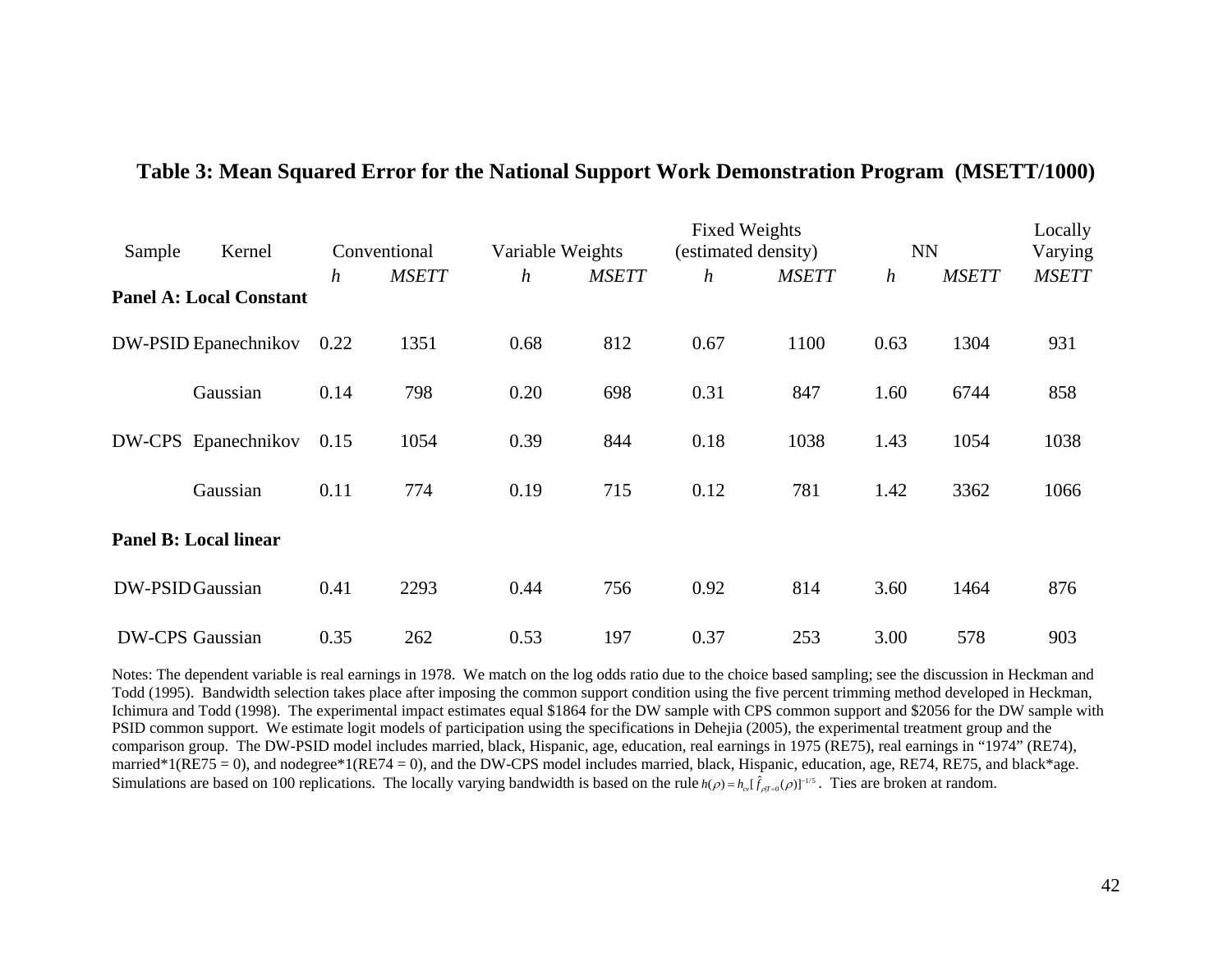**Table 3: Mean Squared Error for the National Support Work Demonstration Program (MSETT/1000)**

| Sample | Kernel | Conventional | | Variable Weights | | Fixed Weights (estimated density) | | NN | | Locally Varying |
|---|---|---|---|---|---|---|---|---|---|---|
| | | *h* | *MSETT* | *h* | *MSETT* | *h* | *MSETT* | *h* | *MSETT* | *MSETT* |
| **Panel A: Local Constant** | | | | | | | | | | |
| DW-PSID | Epanechnikov | 0.22 | 1351 | 0.68 | 812 | 0.67 | 1100 | 0.63 | 1304 | 931 |
| | Gaussian | 0.14 | 798 | 0.20 | 698 | 0.31 | 847 | 1.60 | 6744 | 858 |
| DW-CPS | Epanechnikov | 0.15 | 1054 | 0.39 | 844 | 0.18 | 1038 | 1.43 | 1054 | 1038 |
| | Gaussian | 0.11 | 774 | 0.19 | 715 | 0.12 | 781 | 1.42 | 3362 | 1066 |
| **Panel B: Local linear** | | | | | | | | | | |
| DW-PSID | Gaussian | 0.41 | 2293 | 0.44 | 756 | 0.92 | 814 | 3.60 | 1464 | 876 |
| DW-CPS | Gaussian | 0.35 | 262 | 0.53 | 197 | 0.37 | 253 | 3.00 | 578 | 903 |

Notes: The dependent variable is real earnings in 1978. We match on the log odds ratio due to the choice based sampling; see the discussion in Heckman and Todd (1995). Bandwidth selection takes place after imposing the common support condition using the five percent trimming method developed in Heckman, Ichimura and Todd (1998). The experimental impact estimates equal $1864 for the DW sample with CPS common support and $2056 for the DW sample with PSID common support. We estimate logit models of participation using the specifications in Dehejia (2005), the experimental treatment group and the comparison group. The DW-PSID model includes married, black, Hispanic, age, education, real earnings in 1975 (RE75), real earnings in "1974" (RE74), married*1(RE75 = 0), and nodegree*1(RE74 = 0), and the DW-CPS model includes married, black, Hispanic, education, age, RE74, RE75, and black*age. Simulations are based on 100 replications. The locally varying bandwidth is based on the rule $h(\rho) = h_{cv}[\hat{f}_{\rho|T=0}(\rho)]^{-1/5}$. Ties are broken at random.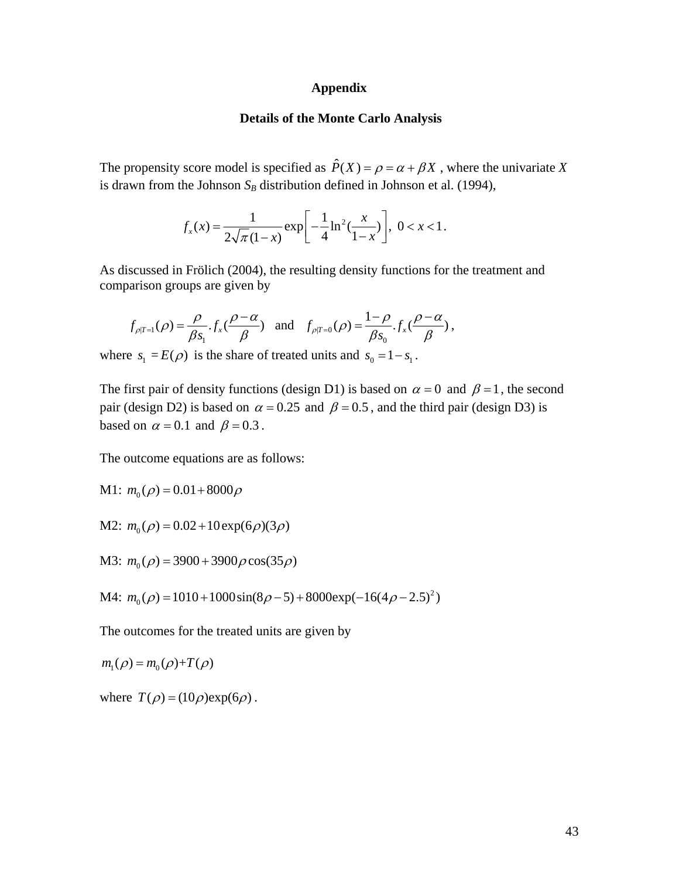## Appendix

### Details of the Monte Carlo Analysis

The propensity score model is specified as $\hat{P}(X) = \rho = \alpha + \beta X$ , where the univariate $X$ is drawn from the Johnson $S_B$ distribution defined in Johnson et al. (1994),

$$f_x(x) = \frac{1}{2\sqrt{\pi}(1-x)} \exp\left[ -\frac{1}{4} \ln^2 (\frac{x}{1-x}) \right], \; 0 < x < 1 .$$

As discussed in Frölich (2004), the resulting density functions for the treatment and comparison groups are given by

$$f_{\rho|T=1}(\rho) = \frac{\rho}{\beta s_1} . f_x(\frac{\rho - \alpha}{\beta}) \quad \text{and} \quad f_{\rho|T=0}(\rho) = \frac{1-\rho}{\beta s_0} . f_x(\frac{\rho - \alpha}{\beta}) ,$$

where $s_1 = E(\rho)$ is the share of treated units and $s_0 = 1 - s_1$ .

The first pair of density functions (design D1) is based on $\alpha = 0$ and $\beta = 1$, the second pair (design D2) is based on $\alpha = 0.25$ and $\beta = 0.5$ , and the third pair (design D3) is based on $\alpha = 0.1$ and $\beta = 0.3$ .

The outcome equations are as follows:

M1: $m_0(\rho) = 0.01 + 8000\rho$

M2: $m_0(\rho) = 0.02 + 10\exp(6\rho)(3\rho)$

M3: $m_0(\rho) = 3900 + 3900\rho\cos(35\rho)$

M4: $m_0(\rho) = 1010 + 1000\sin(8\rho - 5) + 8000\exp(-16(4\rho - 2.5)^2)$

The outcomes for the treated units are given by

$m_1(\rho) = m_0(\rho) + T(\rho)$

where $T(\rho) = (10\rho)\exp(6\rho)$ .